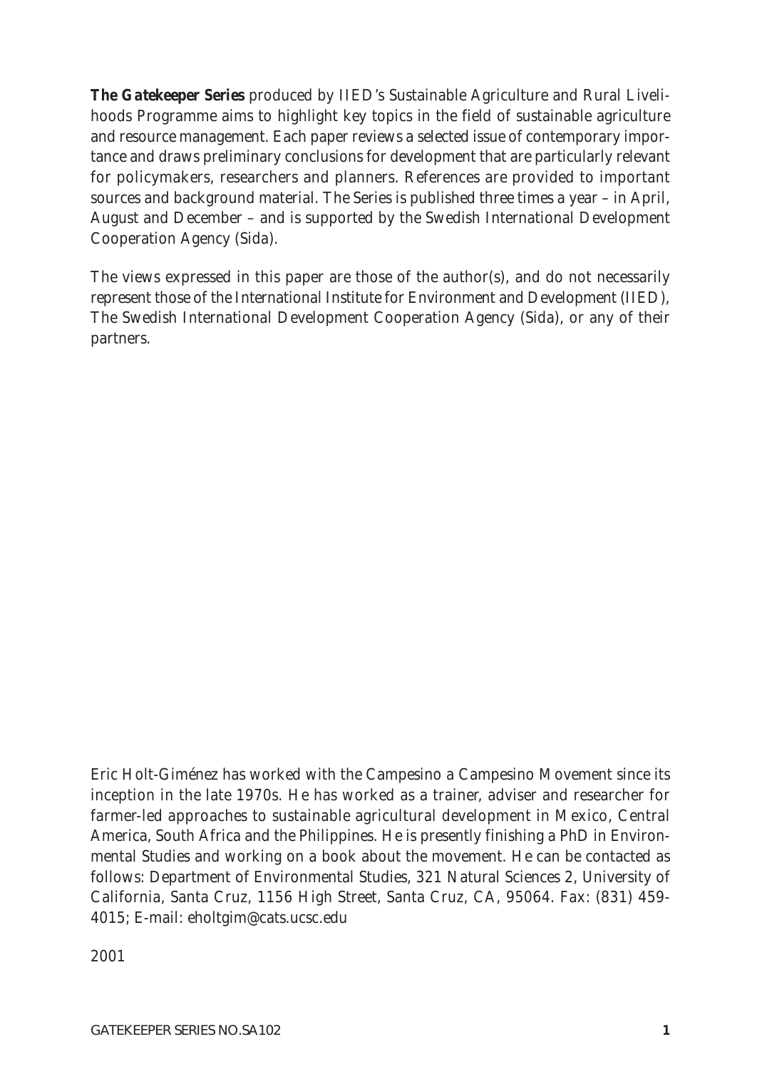**The Gatekeeper Series** produced by IIED's Sustainable Agriculture and Rural Livelihoods Programme aims to highlight key topics in the field of sustainable agriculture and resource management. Each paper reviews a selected issue of contemporary importance and draws preliminary conclusions for development that are particularly relevant for policymakers, researchers and planners. References are provided to important sources and background material. The Series is published three times a year – in April, August and December – and is supported by the Swedish International Development Cooperation Agency (Sida).

The views expressed in this paper are those of the author(s), and do not necessarily represent those of the International Institute for Environment and Development (IIED), The Swedish International Development Cooperation Agency (Sida), or any of their partners.

Eric Holt-Giménez has worked with the Campesino a Campesino Movement since its inception in the late 1970s. He has worked as a trainer, adviser and researcher for farmer-led approaches to sustainable agricultural development in Mexico, Central America, South Africa and the Philippines. He is presently finishing a PhD in Environmental Studies and working on a book about the movement. He can be contacted as follows: Department of Environmental Studies, 321 Natural Sciences 2, University of California, Santa Cruz, 1156 High Street, Santa Cruz, CA, 95064. Fax: (831) 459-4015; E-mail: eholtgim@cats.ucsc.edu

2001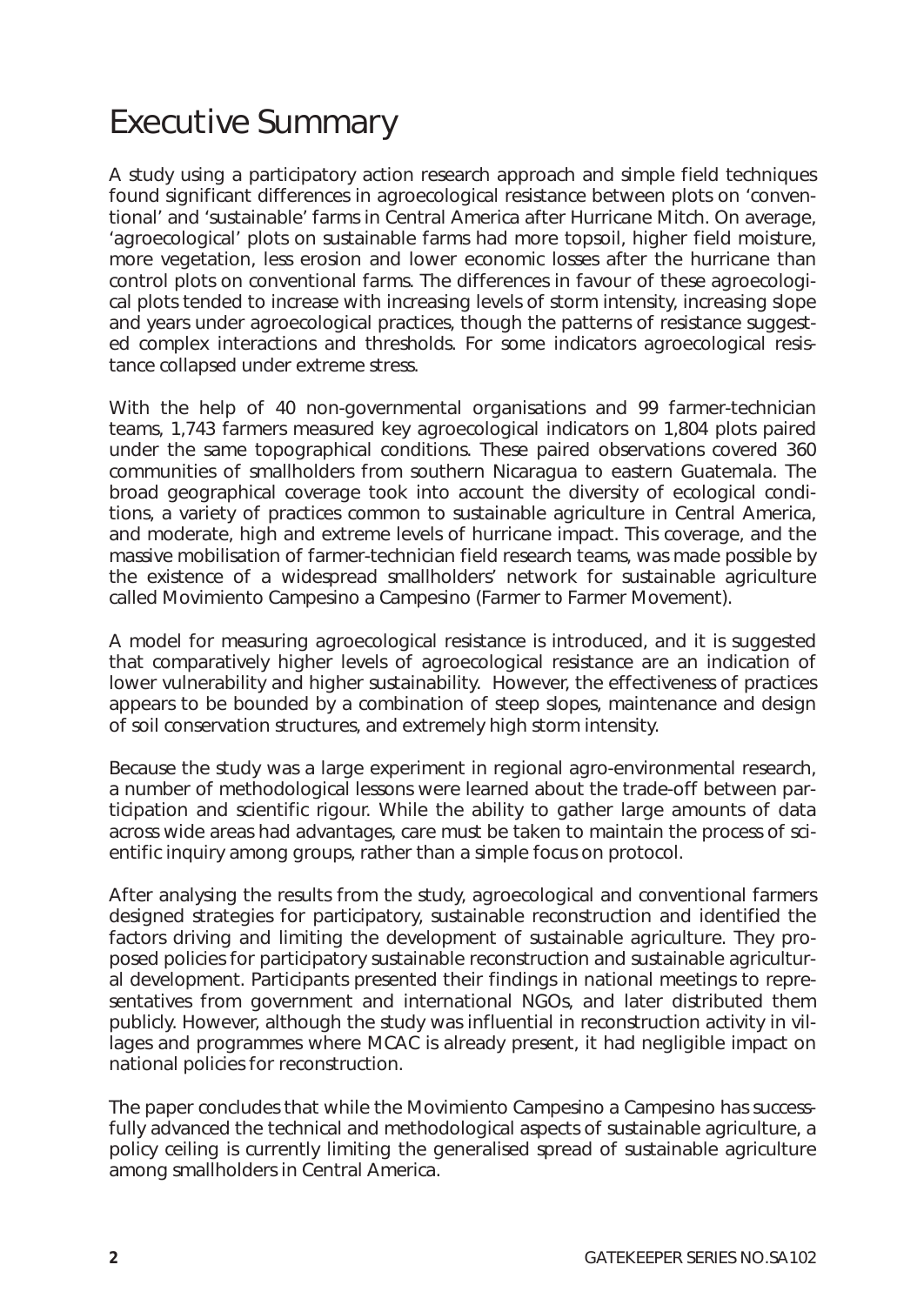# Executive Summary

A study using a participatory action research approach and simple field techniques found significant differences in agroecological resistance between plots on 'conventional' and 'sustainable' farms in Central America after Hurricane Mitch. On average, 'agroecological' plots on sustainable farms had more topsoil, higher field moisture, more vegetation, less erosion and lower economic losses after the hurricane than control plots on conventional farms. The differences in favour of these agroecological plots tended to increase with increasing levels of storm intensity, increasing slope and years under agroecological practices, though the patterns of resistance suggested complex interactions and thresholds. For some indicators agroecological resistance collapsed under extreme stress.

With the help of 40 non-governmental organisations and 99 farmer-technician teams, 1,743 farmers measured key agroecological indicators on 1,804 plots paired under the same topographical conditions. These paired observations covered 360 communities of smallholders from southern Nicaragua to eastern Guatemala. The broad geographical coverage took into account the diversity of ecological conditions, a variety of practices common to sustainable agriculture in Central America, and moderate, high and extreme levels of hurricane impact. This coverage, and the massive mobilisation of farmer-technician field research teams, was made possible by the existence of a widespread smallholders' network for sustainable agriculture called Movimiento Campesino a Campesino (Farmer to Farmer Movement).

A model for measuring agroecological resistance is introduced, and it is suggested that comparatively higher levels of agroecological resistance are an indication of lower vulnerability and higher sustainability. However, the effectiveness of practices appears to be bounded by a combination of steep slopes, maintenance and design of soil conservation structures, and extremely high storm intensity.

Because the study was a large experiment in regional agro-environmental research, a number of methodological lessons were learned about the trade-off between participation and scientific rigour. While the ability to gather large amounts of data across wide areas had advantages, care must be taken to maintain the process of scientific inquiry among groups, rather than a simple focus on protocol.

After analysing the results from the study, agroecological and conventional farmers designed strategies for participatory, sustainable reconstruction and identified the factors driving and limiting the development of sustainable agriculture. They proposed policies for participatory sustainable reconstruction and sustainable agricultural development. Participants presented their findings in national meetings to representatives from government and international NGOs, and later distributed them publicly. However, although the study was influential in reconstruction activity in villages and programmes where MCAC is already present, it had negligible impact on national policies for reconstruction.

The paper concludes that while the Movimiento Campesino a Campesino has successfully advanced the technical and methodological aspects of sustainable agriculture, a policy ceiling is currently limiting the generalised spread of sustainable agriculture among smallholders in Central America.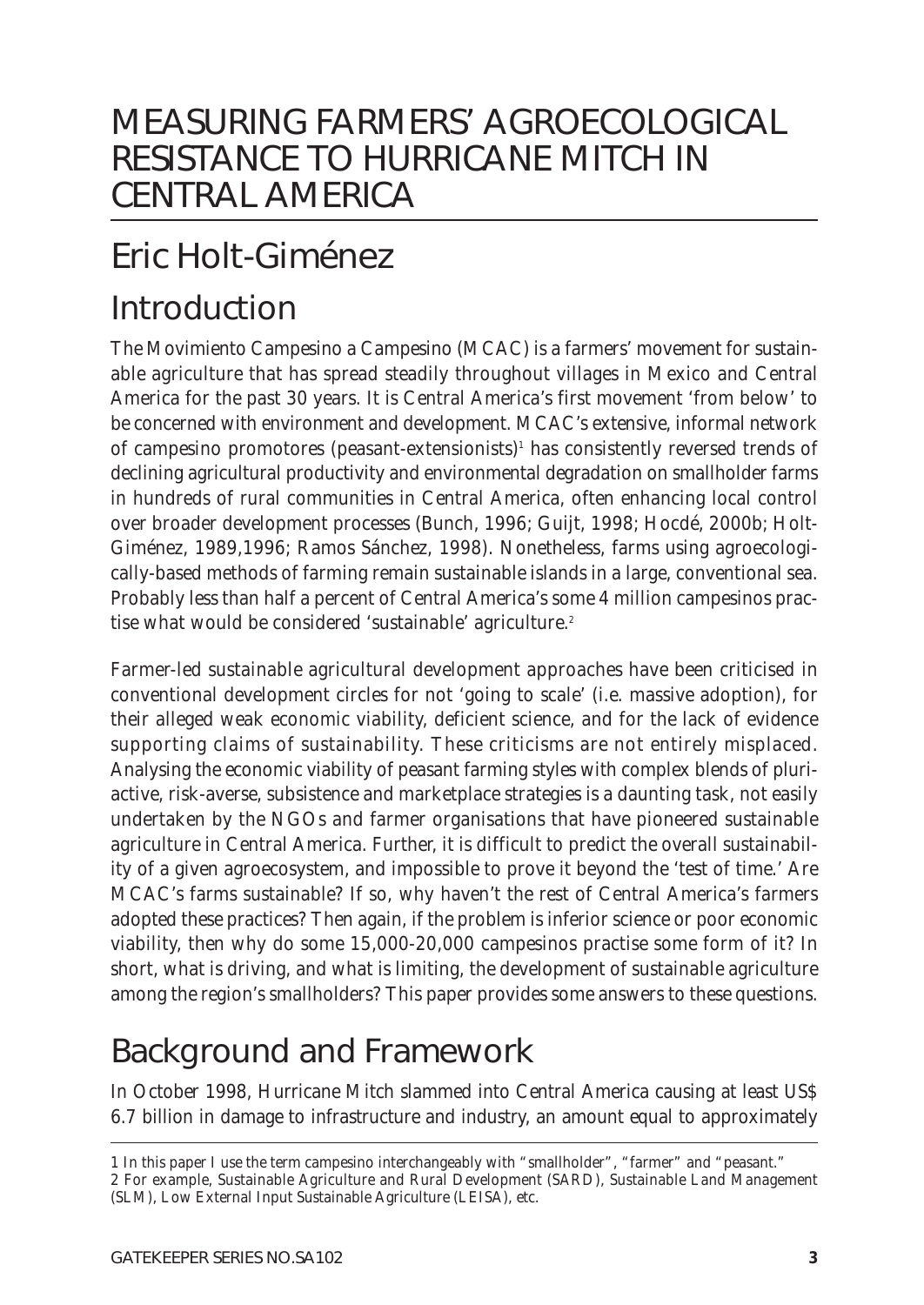# MEASURING FARMERS' AGROECOLOGICAL RESISTANCE TO HURRICANE MITCH IN CENTRAL AMERICA

## Eric Holt-Giménez

## Introduction

The Movimiento Campesino a Campesino (MCAC) is a farmers' movement for sustainable agriculture that has spread steadily throughout villages in Mexico and Central America for the past 30 years. It is Central America's first movement 'from below' to be concerned with environment and development. MCAC's extensive, informal network of campesino promotores (peasant-extensionists)[1] has consistently reversed trends of declining agricultural productivity and environmental degradation on smallholder farms in hundreds of rural communities in Central America, often enhancing local control over broader development processes (Bunch, 1996; Guijt, 1998; Hocdé, 2000b; Holt-Giménez, 1989,1996; Ramos Sánchez, 1998). Nonetheless, farms using agroecologically-based methods of farming remain sustainable islands in a large, conventional sea. Probably less than half a percent of Central America's some 4 million campesinos practise what would be considered 'sustainable' agriculture.[2]

Farmer-led sustainable agricultural development approaches have been criticised in conventional development circles for not 'going to scale' (i.e. massive adoption), for their alleged weak economic viability, deficient science, and for the lack of evidence supporting claims of sustainability. These criticisms are not entirely misplaced. Analysing the economic viability of peasant farming styles with complex blends of pluriactive, risk-averse, subsistence and marketplace strategies is a daunting task, not easily undertaken by the NGOs and farmer organisations that have pioneered sustainable agriculture in Central America. Further, it is difficult to predict the overall sustainability of a given agroecosystem, and impossible to prove it beyond the 'test of time.' Are MCAC's farms sustainable? If so, why haven't the rest of Central America's farmers adopted these practices? Then again, if the problem is inferior science or poor economic viability, then why do some 15,000-20,000 campesinos practise some form of it? In short, what is driving, and what is limiting, the development of sustainable agriculture among the region's smallholders? This paper provides some answers to these questions.

## Background and Framework

In October 1998, Hurricane Mitch slammed into Central America causing at least US$ 6.7 billion in damage to infrastructure and industry, an amount equal to approximately

---

1 In this paper I use the term campesino interchangeably with "smallholder", "farmer" and "peasant."

2 For example, Sustainable Agriculture and Rural Development (SARD), Sustainable Land Management (SLM), Low External Input Sustainable Agriculture (LEISA), etc.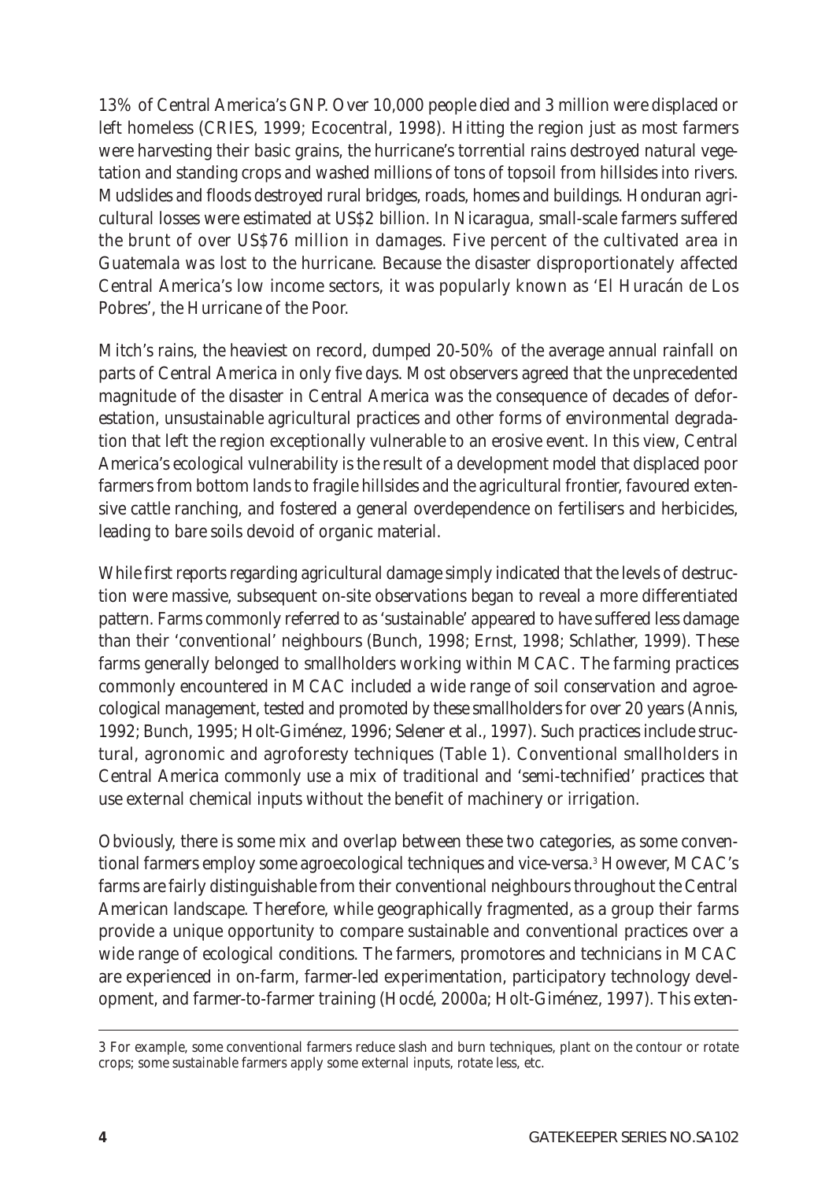13% of Central America's GNP. Over 10,000 people died and 3 million were displaced or left homeless (CRIES, 1999; Ecocentral, 1998). Hitting the region just as most farmers were harvesting their basic grains, the hurricane's torrential rains destroyed natural vegetation and standing crops and washed millions of tons of topsoil from hillsides into rivers. Mudslides and floods destroyed rural bridges, roads, homes and buildings. Honduran agricultural losses were estimated at US$2 billion. In Nicaragua, small-scale farmers suffered the brunt of over US$76 million in damages. Five percent of the cultivated area in Guatemala was lost to the hurricane. Because the disaster disproportionately affected Central America's low income sectors, it was popularly known as 'El Huracán de Los Pobres', the Hurricane of the Poor.

Mitch's rains, the heaviest on record, dumped 20-50% of the average annual rainfall on parts of Central America in only five days. Most observers agreed that the unprecedented magnitude of the disaster in Central America was the consequence of decades of deforestation, unsustainable agricultural practices and other forms of environmental degradation that left the region exceptionally vulnerable to an erosive event. In this view, Central America's ecological vulnerability is the result of a development model that displaced poor farmers from bottom lands to fragile hillsides and the agricultural frontier, favoured extensive cattle ranching, and fostered a general overdependence on fertilisers and herbicides, leading to bare soils devoid of organic material.

While first reports regarding agricultural damage simply indicated that the levels of destruction were massive, subsequent on-site observations began to reveal a more differentiated pattern. Farms commonly referred to as 'sustainable' appeared to have suffered less damage than their 'conventional' neighbours (Bunch, 1998; Ernst, 1998; Schlather, 1999). These farms generally belonged to smallholders working within MCAC. The farming practices commonly encountered in MCAC included a wide range of soil conservation and agroecological management, tested and promoted by these smallholders for over 20 years (Annis, 1992; Bunch, 1995; Holt-Giménez, 1996; Selener et al., 1997). Such practices include structural, agronomic and agroforesty techniques (Table 1). Conventional smallholders in Central America commonly use a mix of traditional and 'semi-technified' practices that use external chemical inputs without the benefit of machinery or irrigation.

Obviously, there is some mix and overlap between these two categories, as some conventional farmers employ some agroecological techniques and vice-versa.[3] However, MCAC's farms are fairly distinguishable from their conventional neighbours throughout the Central American landscape. Therefore, while geographically fragmented, as a group their farms provide a unique opportunity to compare sustainable and conventional practices over a wide range of ecological conditions. The farmers, promotores and technicians in MCAC are experienced in on-farm, farmer-led experimentation, participatory technology development, and farmer-to-farmer training (Hocdé, 2000a; Holt-Giménez, 1997). This exten-

---

3 For example, some conventional farmers reduce slash and burn techniques, plant on the contour or rotate crops; some sustainable farmers apply some external inputs, rotate less, etc.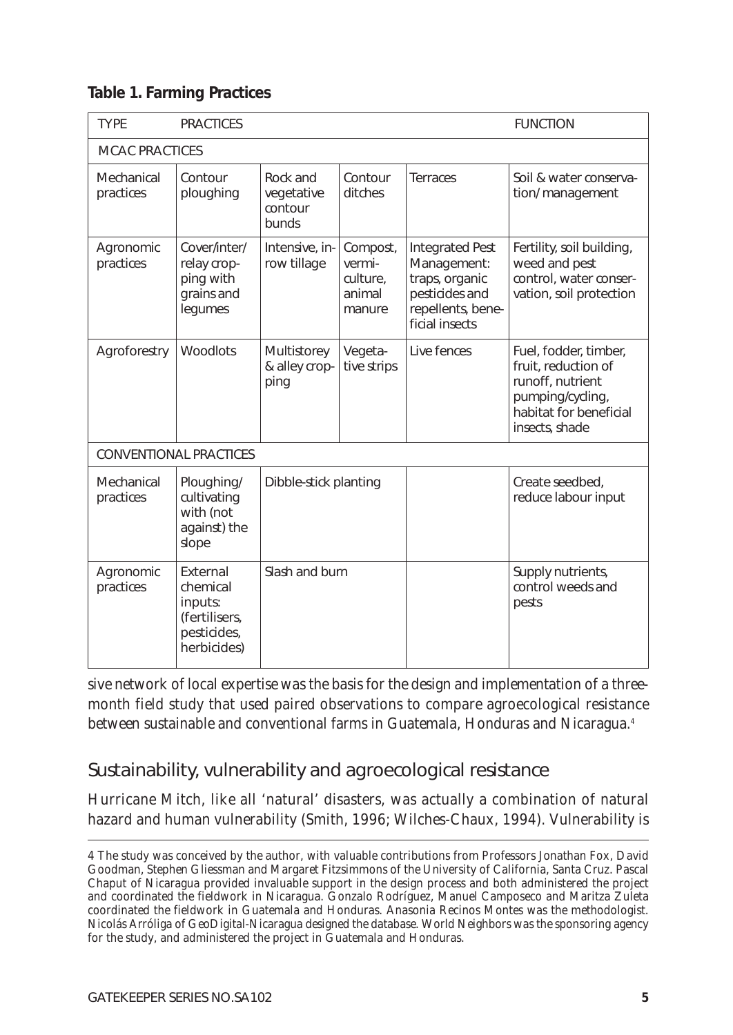**Table 1. Farming Practices**

| TYPE | PRACTICES | | | | FUNCTION |
|---|---|---|---|---|---|
| MCAC PRACTICES | | | | | |
| Mechanical practices | Contour ploughing | Rock and vegetative contour bunds | Contour ditches | Terraces | Soil & water conservation/management |
| Agronomic practices | Cover/inter/relay cropping with grains and legumes | Intensive, in-row tillage | Compost, vermiculture, animal manure | Integrated Pest Management: traps, organic pesticides and repellents, beneficial insects | Fertility, soil building, weed and pest control, water conservation, soil protection |
| Agroforestry | Woodlots | Multistorey & alley cropping | Vegetative strips | Live fences | Fuel, fodder, timber, fruit, reduction of runoff, nutrient pumping/cycling, habitat for beneficial insects, shade |
| CONVENTIONAL PRACTICES | | | | | |
| Mechanical practices | Ploughing/cultivating with (not against) the slope | Dibble-stick planting | | | Create seedbed, reduce labour input |
| Agronomic practices | External chemical inputs: (fertilisers, pesticides, herbicides) | Slash and burn | | | Supply nutrients, control weeds and pests |

sive network of local expertise was the basis for the design and implementation of a three-month field study that used paired observations to compare agroecological resistance between sustainable and conventional farms in Guatemala, Honduras and Nicaragua.[4]

## Sustainability, vulnerability and agroecological resistance

Hurricane Mitch, like all 'natural' disasters, was actually a combination of natural hazard and human vulnerability (Smith, 1996; Wilches-Chaux, 1994). Vulnerability is

4 The study was conceived by the author, with valuable contributions from Professors Jonathan Fox, David Goodman, Stephen Gliessman and Margaret Fitzsimmons of the University of California, Santa Cruz. Pascal Chaput of Nicaragua provided invaluable support in the design process and both administered the project and coordinated the fieldwork in Nicaragua. Gonzalo Rodríguez, Manuel Camposeco and Maritza Zuleta coordinated the fieldwork in Guatemala and Honduras. Anasonia Recinos Montes was the methodologist. Nicolás Arróliga of GeoDigital-Nicaragua designed the database. World Neighbors was the sponsoring agency for the study, and administered the project in Guatemala and Honduras.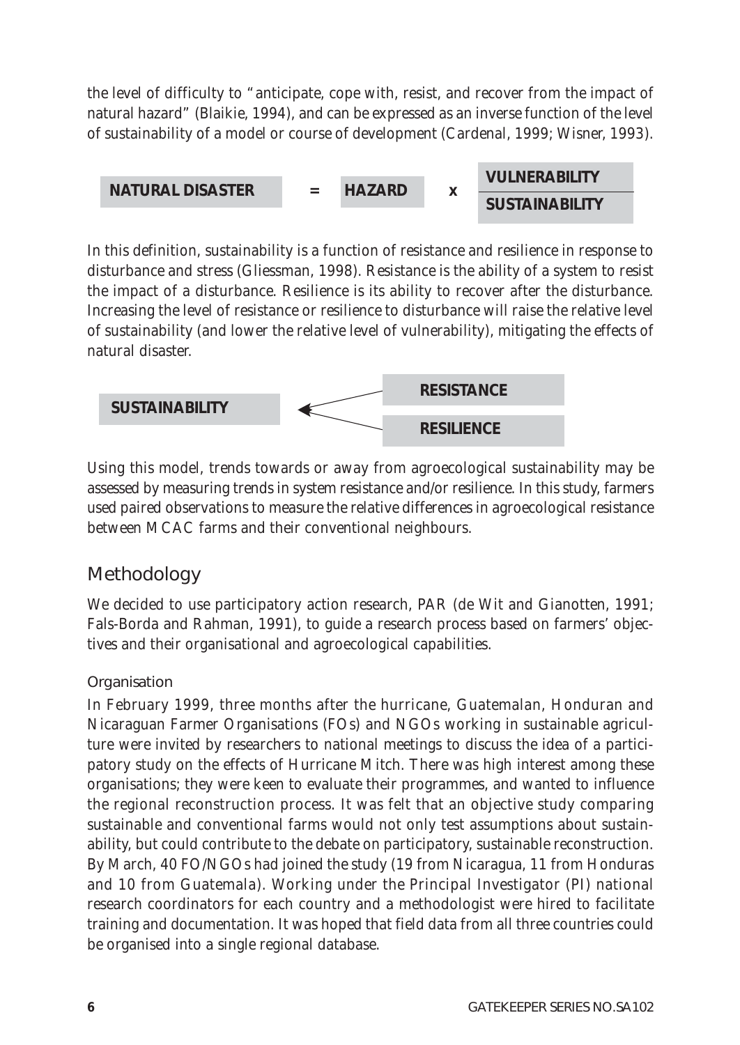the level of difficulty to "anticipate, cope with, resist, and recover from the impact of natural hazard" (Blaikie, 1994), and can be expressed as an inverse function of the level of sustainability of a model or course of development (Cardenal, 1999; Wisner, 1993).

$$\text{NATURAL DISASTER} = \text{HAZARD} \times \frac{\text{VULNERABILITY}}{\text{SUSTAINABILITY}}$$

In this definition, sustainability is a function of resistance and resilience in response to disturbance and stress (Gliessman, 1998). Resistance is the ability of a system to resist the impact of a disturbance. Resilience is its ability to recover after the disturbance. Increasing the level of resistance or resilience to disturbance will raise the relative level of sustainability (and lower the relative level of vulnerability), mitigating the effects of natural disaster.

**SUSTAINABILITY** ← **RESISTANCE**, **RESILIENCE**

Using this model, trends towards or away from agroecological sustainability may be assessed by measuring trends in system resistance and/or resilience. In this study, farmers used paired observations to measure the relative differences in agroecological resistance between MCAC farms and their conventional neighbours.

## Methodology

We decided to use participatory action research, PAR (de Wit and Gianotten, 1991; Fals-Borda and Rahman, 1991), to guide a research process based on farmers' objectives and their organisational and agroecological capabilities.

### Organisation

In February 1999, three months after the hurricane, Guatemalan, Honduran and Nicaraguan Farmer Organisations (FOs) and NGOs working in sustainable agriculture were invited by researchers to national meetings to discuss the idea of a participatory study on the effects of Hurricane Mitch. There was high interest among these organisations; they were keen to evaluate their programmes, and wanted to influence the regional reconstruction process. It was felt that an objective study comparing sustainable and conventional farms would not only test assumptions about sustainability, but could contribute to the debate on participatory, sustainable reconstruction. By March, 40 FO/NGOs had joined the study (19 from Nicaragua, 11 from Honduras and 10 from Guatemala). Working under the Principal Investigator (PI) national research coordinators for each country and a methodologist were hired to facilitate training and documentation. It was hoped that field data from all three countries could be organised into a single regional database.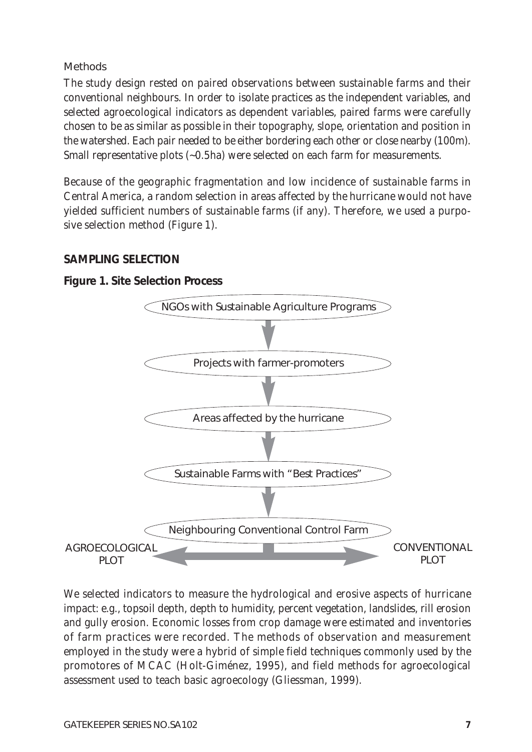Methods

The study design rested on paired observations between sustainable farms and their conventional neighbours. In order to isolate practices as the independent variables, and selected agroecological indicators as dependent variables, paired farms were carefully chosen to be as similar as possible in their topography, slope, orientation and position in the watershed. Each pair needed to be either bordering each other or close nearby (100m). Small representative plots (~0.5ha) were selected on each farm for measurements.

Because of the geographic fragmentation and low incidence of sustainable farms in Central America, a random selection in areas affected by the hurricane would not have yielded sufficient numbers of sustainable farms (if any). Therefore, we used a purposive selection method (Figure 1).

**SAMPLING SELECTION**

**Figure 1. Site Selection Process**

NGOs with Sustainable Agriculture Programs

↓

Projects with farmer-promoters

↓

Areas affected by the hurricane

↓

Sustainable Farms with "Best Practices"

↓

Neighbouring Conventional Control Farm

AGROECOLOGICAL PLOT ← → CONVENTIONAL PLOT

We selected indicators to measure the hydrological and erosive aspects of hurricane impact: e.g., topsoil depth, depth to humidity, percent vegetation, landslides, rill erosion and gully erosion. Economic losses from crop damage were estimated and inventories of farm practices were recorded. The methods of observation and measurement employed in the study were a hybrid of simple field techniques commonly used by the promotores of MCAC (Holt-Giménez, 1995), and field methods for agroecological assessment used to teach basic agroecology (Gliessman, 1999).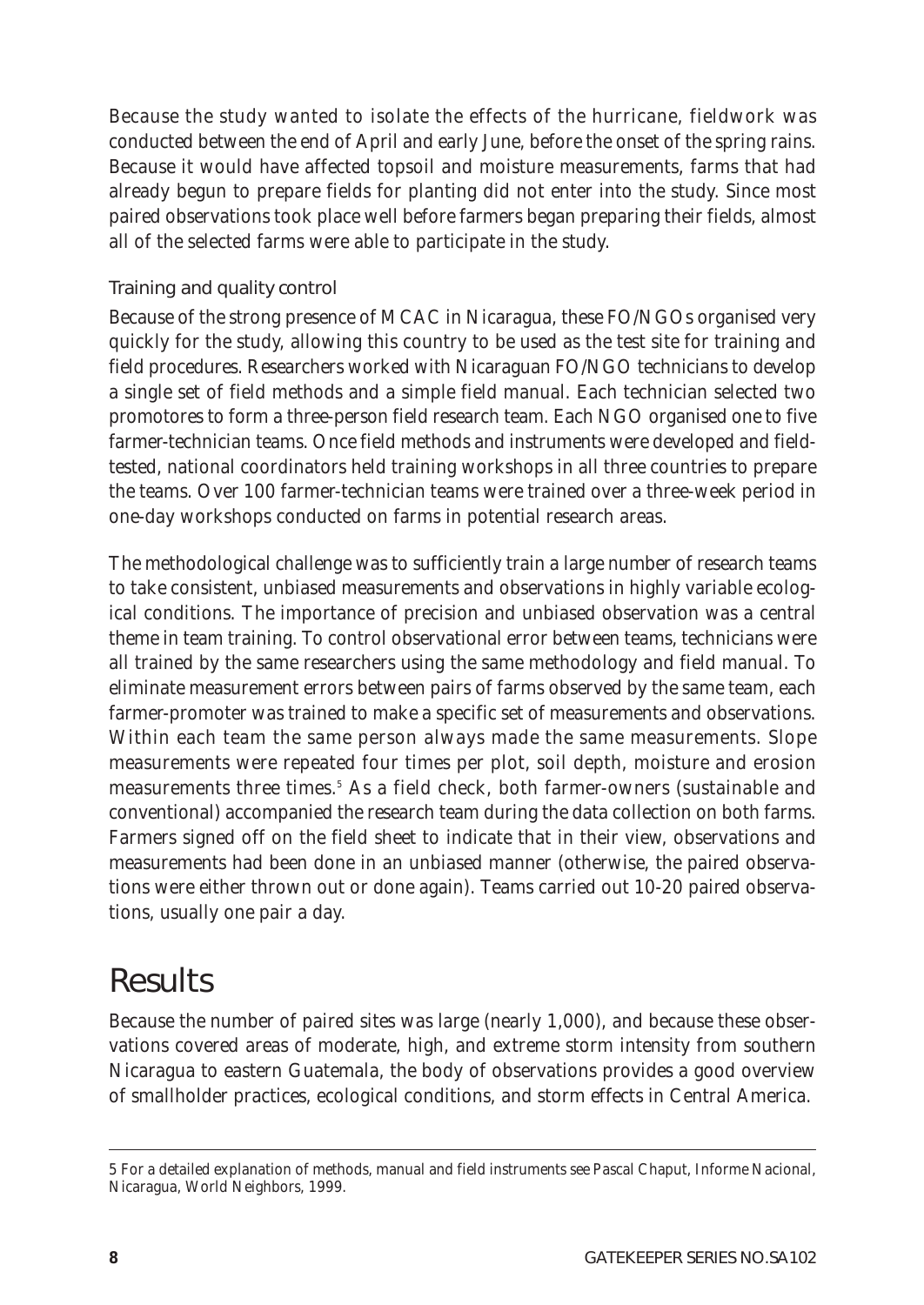Because the study wanted to isolate the effects of the hurricane, fieldwork was conducted between the end of April and early June, before the onset of the spring rains. Because it would have affected topsoil and moisture measurements, farms that had already begun to prepare fields for planting did not enter into the study. Since most paired observations took place well before farmers began preparing their fields, almost all of the selected farms were able to participate in the study.

### Training and quality control

Because of the strong presence of MCAC in Nicaragua, these FO/NGOs organised very quickly for the study, allowing this country to be used as the test site for training and field procedures. Researchers worked with Nicaraguan FO/NGO technicians to develop a single set of field methods and a simple field manual. Each technician selected two *promotores* to form a three-person field research team. Each NGO organised one to five farmer-technician teams. Once field methods and instruments were developed and field-tested, national coordinators held training workshops in all three countries to prepare the teams. Over 100 farmer-technician teams were trained over a three-week period in one-day workshops conducted on farms in potential research areas.

The methodological challenge was to sufficiently train a large number of research teams to take consistent, unbiased measurements and observations in highly variable ecological conditions. The importance of precision and unbiased observation was a central theme in team training. To control observational error between teams, technicians were all trained by the same researchers using the same methodology and field manual. To eliminate measurement errors between pairs of farms observed by the same team, each farmer-promoter was trained to make a specific set of measurements and observations. Within each team the same person always made the same measurements. Slope measurements were repeated four times per plot, soil depth, moisture and erosion measurements three times.[5] As a field check, both farmer-owners (sustainable and conventional) accompanied the research team during the data collection on both farms. Farmers signed off on the field sheet to indicate that in their view, observations and measurements had been done in an unbiased manner (otherwise, the paired observations were either thrown out or done again). Teams carried out 10-20 paired observations, usually one pair a day.

# Results

Because the number of paired sites was large (nearly 1,000), and because these observations covered areas of moderate, high, and extreme storm intensity from southern Nicaragua to eastern Guatemala, the body of observations provides a good overview of smallholder practices, ecological conditions, and storm effects in Central America.

---

5 For a detailed explanation of methods, manual and field instruments see Pascal Chaput, Informe Nacional, Nicaragua, World Neighbors, 1999.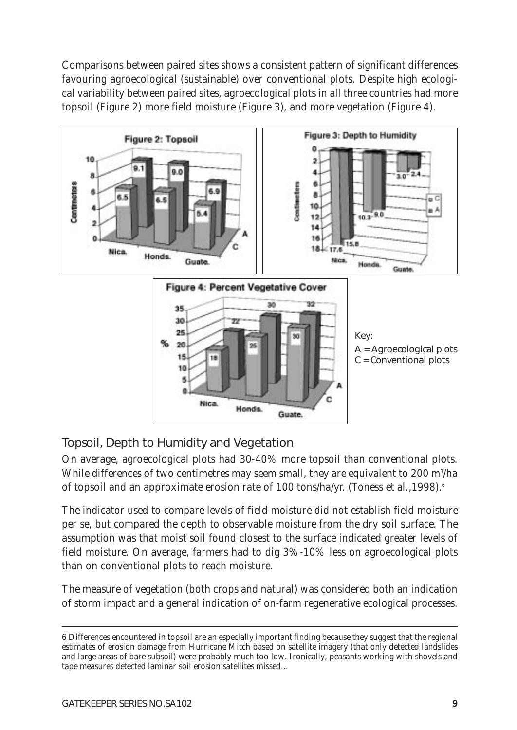Comparisons between paired sites shows a consistent pattern of significant differences favouring agroecological (sustainable) over conventional plots. Despite high ecological variability between paired sites, agroecological plots in all three countries had more topsoil (Figure 2) more field moisture (Figure 3), and more vegetation (Figure 4).

Figure 2: Topsoil

Figure 3: Depth to Humidity

Figure 4: Percent Vegetative Cover

Key:
A = Agroecological plots
C = Conventional plots

## Topsoil, Depth to Humidity and Vegetation

On average, agroecological plots had 30-40% more topsoil than conventional plots. While differences of two centimetres may seem small, they are equivalent to 200 $m^3$/ha of topsoil and an approximate erosion rate of 100 tons/ha/yr. (Toness et al.,1998).[6]

The indicator used to compare levels of field moisture did not establish field moisture per se, but compared the depth to observable moisture from the dry soil surface. The assumption was that moist soil found closest to the surface indicated greater levels of field moisture. On average, farmers had to dig 3%-10% less on agroecological plots than on conventional plots to reach moisture.

The measure of vegetation (both crops and natural) was considered both an indication of storm impact and a general indication of on-farm regenerative ecological processes.

---

6 Differences encountered in topsoil are an especially important finding because they suggest that the regional estimates of erosion damage from Hurricane Mitch based on satellite imagery (that only detected landslides and large areas of bare subsoil) were probably much too low. Ironically, peasants working with shovels and tape measures detected laminar soil erosion satellites missed...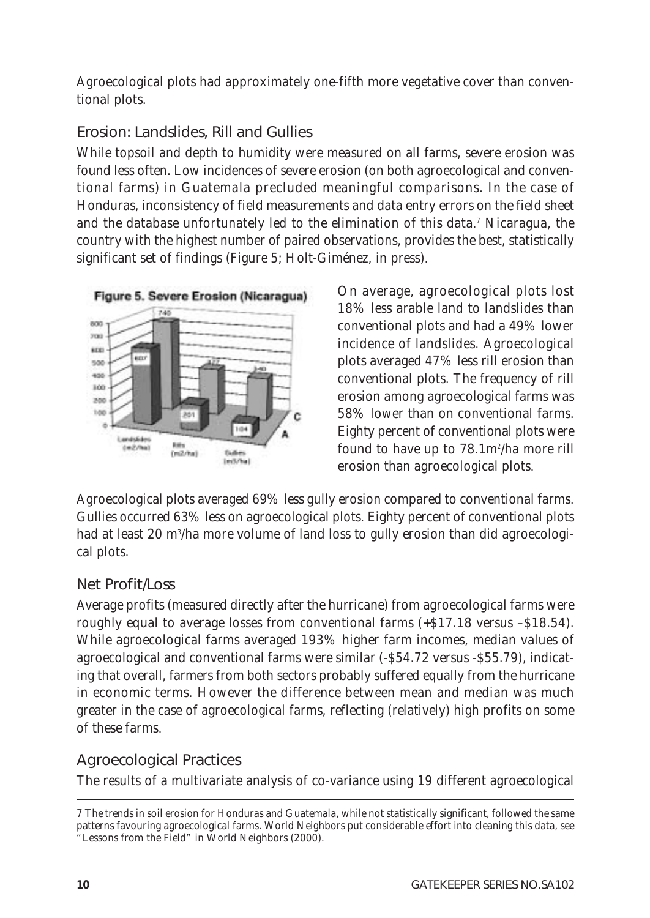Agroecological plots had approximately one-fifth more vegetative cover than conventional plots.

## Erosion: Landslides, Rill and Gullies

While topsoil and depth to humidity were measured on all farms, severe erosion was found less often. Low incidences of severe erosion (on both agroecological and conventional farms) in Guatemala precluded meaningful comparisons. In the case of Honduras, inconsistency of field measurements and data entry errors on the field sheet and the database unfortunately led to the elimination of this data.[7] Nicaragua, the country with the highest number of paired observations, provides the best, statistically significant set of findings (Figure 5; Holt-Giménez, in press).

Figure 5. Severe Erosion (Nicaragua)

| | Landslides ($m^2$/ha) | Rills ($m^2$/ha) | Gullies ($m^3$/ha) |
|---|---|---|---|
| C | 740 | 422 | 340 |
| A | 607 | 201 | 104 |

On average, agroecological plots lost 18% less arable land to landslides than conventional plots and had a 49% lower incidence of landslides. Agroecological plots averaged 47% less rill erosion than conventional plots. The frequency of rill erosion among agroecological farms was 58% lower than on conventional farms. Eighty percent of conventional plots were found to have up to 78.1$m^2$/ha more rill erosion than agroecological plots.

Agroecological plots averaged 69% less gully erosion compared to conventional farms. Gullies occurred 63% less on agroecological plots. Eighty percent of conventional plots had at least 20 $m^3$/ha more volume of land loss to gully erosion than did agroecological plots.

## Net Profit/Loss

Average profits (measured directly after the hurricane) from agroecological farms were roughly equal to average losses from conventional farms (+$17.18 versus –$18.54). While agroecological farms averaged 193% higher farm incomes, median values of agroecological and conventional farms were similar (-$54.72 versus -$55.79), indicating that overall, farmers from both sectors probably suffered equally from the hurricane in economic terms. However the difference between mean and median was much greater in the case of agroecological farms, reflecting (relatively) high profits on some of these farms.

## Agroecological Practices

The results of a multivariate analysis of co-variance using 19 different agroecological

---

7 The trends in soil erosion for Honduras and Guatemala, while not statistically significant, followed the same patterns favouring agroecological farms. World Neighbors put considerable effort into cleaning this data, see "Lessons from the Field" in World Neighbors (2000).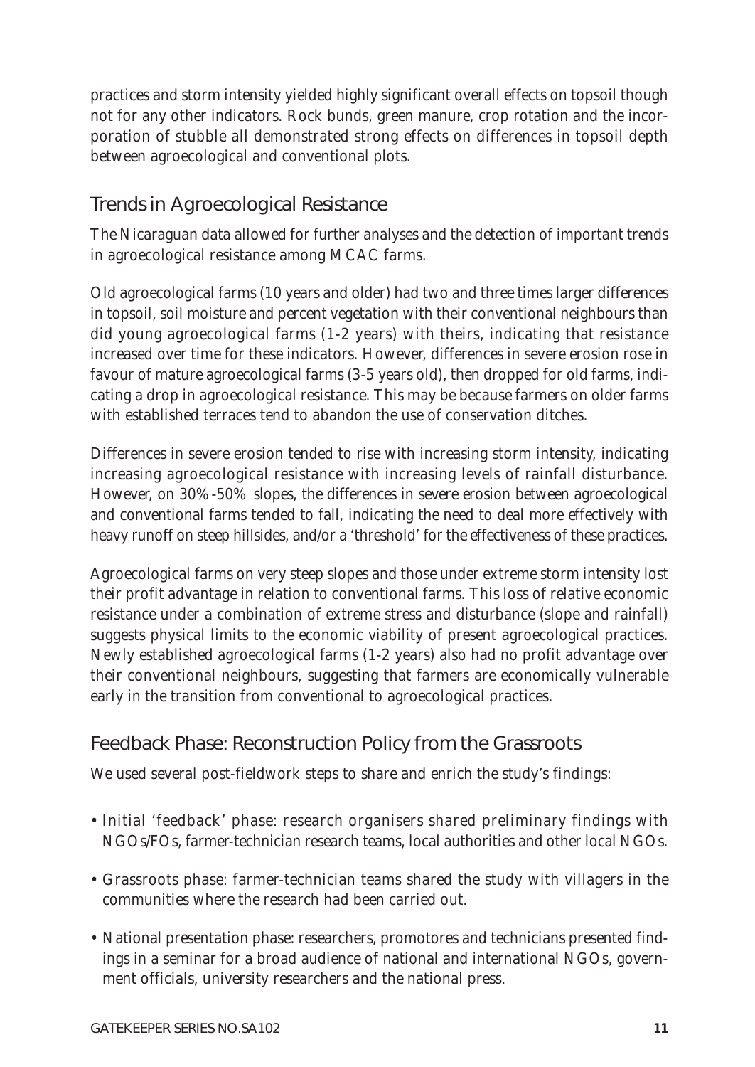practices and storm intensity yielded highly significant overall effects on topsoil though not for any other indicators. Rock bunds, green manure, crop rotation and the incorporation of stubble all demonstrated strong effects on differences in topsoil depth between agroecological and conventional plots.

## Trends in Agroecological Resistance

The Nicaraguan data allowed for further analyses and the detection of important trends in agroecological resistance among MCAC farms.

Old agroecological farms (10 years and older) had two and three times larger differences in topsoil, soil moisture and percent vegetation with their conventional neighbours than did young agroecological farms (1-2 years) with theirs, indicating that resistance increased over time for these indicators. However, differences in severe erosion rose in favour of mature agroecological farms (3-5 years old), then dropped for old farms, indicating a drop in agroecological resistance. This may be because farmers on older farms with established terraces tend to abandon the use of conservation ditches.

Differences in severe erosion tended to rise with increasing storm intensity, indicating increasing agroecological resistance with increasing levels of rainfall disturbance. However, on 30%-50% slopes, the differences in severe erosion between agroecological and conventional farms tended to fall, indicating the need to deal more effectively with heavy runoff on steep hillsides, and/or a 'threshold' for the effectiveness of these practices.

Agroecological farms on very steep slopes and those under extreme storm intensity lost their profit advantage in relation to conventional farms. This loss of relative economic resistance under a combination of extreme stress and disturbance (slope and rainfall) suggests physical limits to the economic viability of present agroecological practices. Newly established agroecological farms (1-2 years) also had no profit advantage over their conventional neighbours, suggesting that farmers are economically vulnerable early in the transition from conventional to agroecological practices.

## Feedback Phase: Reconstruction Policy from the Grassroots

We used several post-fieldwork steps to share and enrich the study's findings:

- Initial 'feedback' phase: research organisers shared preliminary findings with NGOs/FOs, farmer-technician research teams, local authorities and other local NGOs.
- Grassroots phase: farmer-technician teams shared the study with villagers in the communities where the research had been carried out.
- National presentation phase: researchers, promotores and technicians presented findings in a seminar for a broad audience of national and international NGOs, government officials, university researchers and the national press.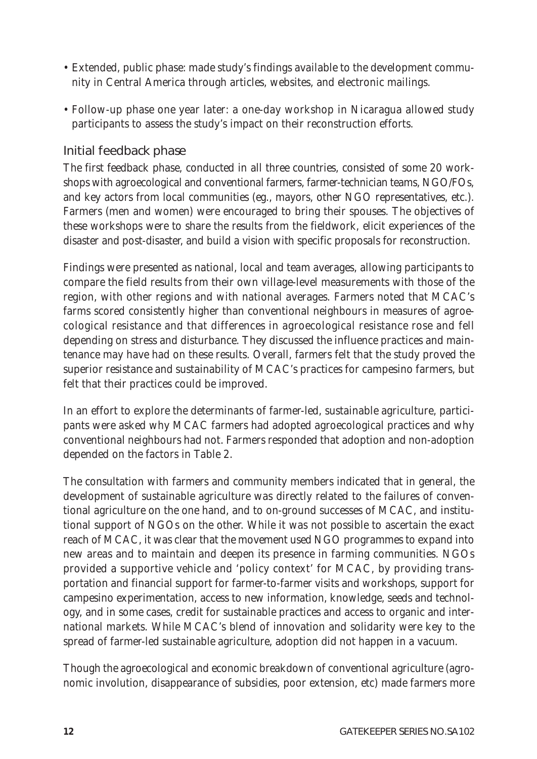- Extended, public phase: made study's findings available to the development community in Central America through articles, websites, and electronic mailings.
- Follow-up phase one year later: a one-day workshop in Nicaragua allowed study participants to assess the study's impact on their reconstruction efforts.

## Initial feedback phase

The first feedback phase, conducted in all three countries, consisted of some 20 workshops with agroecological and conventional farmers, farmer-technician teams, NGO/FOs, and key actors from local communities (eg., mayors, other NGO representatives, etc.). Farmers (men and women) were encouraged to bring their spouses. The objectives of these workshops were to share the results from the fieldwork, elicit experiences of the disaster and post-disaster, and build a vision with specific proposals for reconstruction.

Findings were presented as national, local and team averages, allowing participants to compare the field results from their own village-level measurements with those of the region, with other regions and with national averages. Farmers noted that MCAC's farms scored consistently higher than conventional neighbours in measures of agroecological resistance and that differences in agroecological resistance rose and fell depending on stress and disturbance. They discussed the influence practices and maintenance may have had on these results. Overall, farmers felt that the study proved the superior resistance and sustainability of MCAC's practices for campesino farmers, but felt that their practices could be improved.

In an effort to explore the determinants of farmer-led, sustainable agriculture, participants were asked why MCAC farmers had adopted agroecological practices and why conventional neighbours had not. Farmers responded that adoption and non-adoption depended on the factors in Table 2.

The consultation with farmers and community members indicated that in general, the development of sustainable agriculture was directly related to the failures of conventional agriculture on the one hand, and to on-ground successes of MCAC, and institutional support of NGOs on the other. While it was not possible to ascertain the exact reach of MCAC, it was clear that the movement used NGO programmes to expand into new areas and to maintain and deepen its presence in farming communities. NGOs provided a supportive vehicle and 'policy context' for MCAC, by providing transportation and financial support for farmer-to-farmer visits and workshops, support for campesino experimentation, access to new information, knowledge, seeds and technology, and in some cases, credit for sustainable practices and access to organic and international markets. While MCAC's blend of innovation and solidarity were key to the spread of farmer-led sustainable agriculture, adoption did not happen in a vacuum.

Though the agroecological and economic breakdown of conventional agriculture (agronomic involution, disappearance of subsidies, poor extension, etc) made farmers more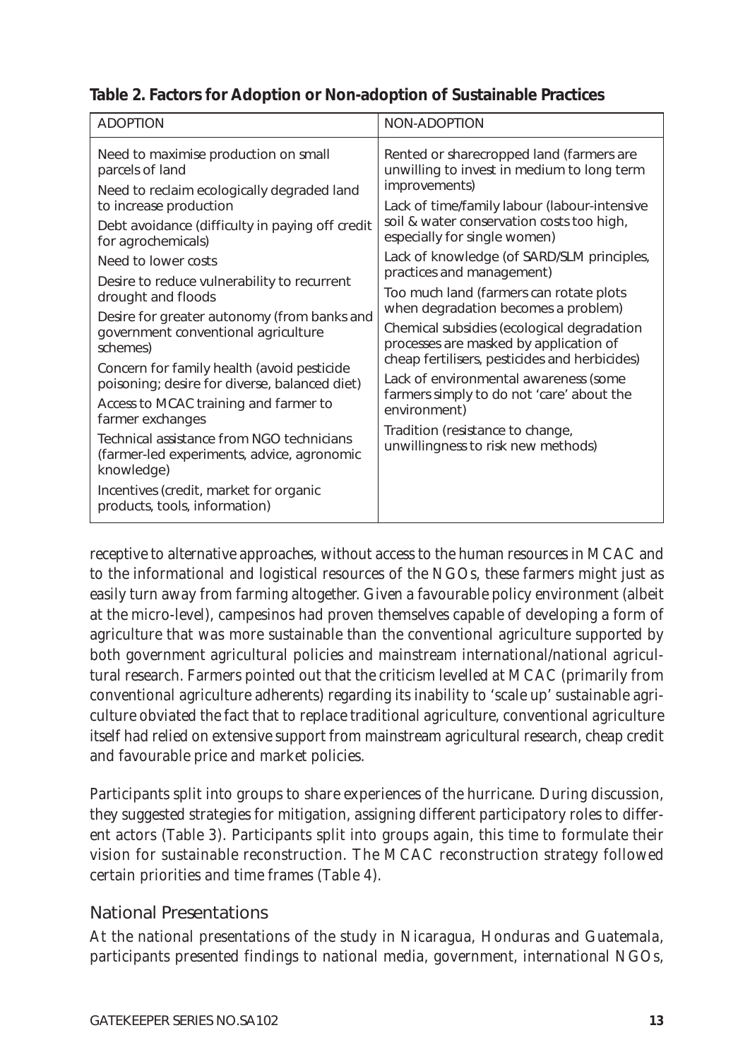**Table 2. Factors for Adoption or Non-adoption of Sustainable Practices**

| ADOPTION | NON-ADOPTION |
|---|---|
| Need to maximise production on small parcels of land<br>Need to reclaim ecologically degraded land to increase production<br>Debt avoidance (difficulty in paying off credit for agrochemicals)<br>Need to lower costs<br>Desire to reduce vulnerability to recurrent drought and floods<br>Desire for greater autonomy (from banks and government conventional agriculture schemes)<br>Concern for family health (avoid pesticide poisoning; desire for diverse, balanced diet)<br>Access to MCAC training and farmer to farmer exchanges<br>Technical assistance from NGO technicians (farmer-led experiments, advice, agronomic knowledge)<br>Incentives (credit, market for organic products, tools, information) | Rented or sharecropped land (farmers are unwilling to invest in medium to long term improvements)<br>Lack of time/family labour (labour-intensive soil & water conservation costs too high, especially for single women)<br>Lack of knowledge (of SARD/SLM principles, practices and management)<br>Too much land (farmers can rotate plots when degradation becomes a problem)<br>Chemical subsidies (ecological degradation processes are masked by application of cheap fertilisers, pesticides and herbicides)<br>Lack of environmental awareness (some farmers simply to do not 'care' about the environment)<br>Tradition (resistance to change, unwillingness to risk new methods) |

receptive to alternative approaches, without access to the human resources in MCAC and to the informational and logistical resources of the NGOs, these farmers might just as easily turn away from farming altogether. Given a favourable policy environment (albeit at the micro-level), campesinos had proven themselves capable of developing a form of agriculture that was more sustainable than the conventional agriculture supported by both government agricultural policies and mainstream international/national agricultural research. Farmers pointed out that the criticism levelled at MCAC (primarily from conventional agriculture adherents) regarding its inability to 'scale up' sustainable agriculture obviated the fact that to replace traditional agriculture, conventional agriculture itself had relied on extensive support from mainstream agricultural research, cheap credit and favourable price and market policies.

Participants split into groups to share experiences of the hurricane. During discussion, they suggested strategies for mitigation, assigning different participatory roles to different actors (Table 3). Participants split into groups again, this time to formulate their vision for sustainable reconstruction. The MCAC reconstruction strategy followed certain priorities and time frames (Table 4).

## National Presentations

At the national presentations of the study in Nicaragua, Honduras and Guatemala, participants presented findings to national media, government, international NGOs,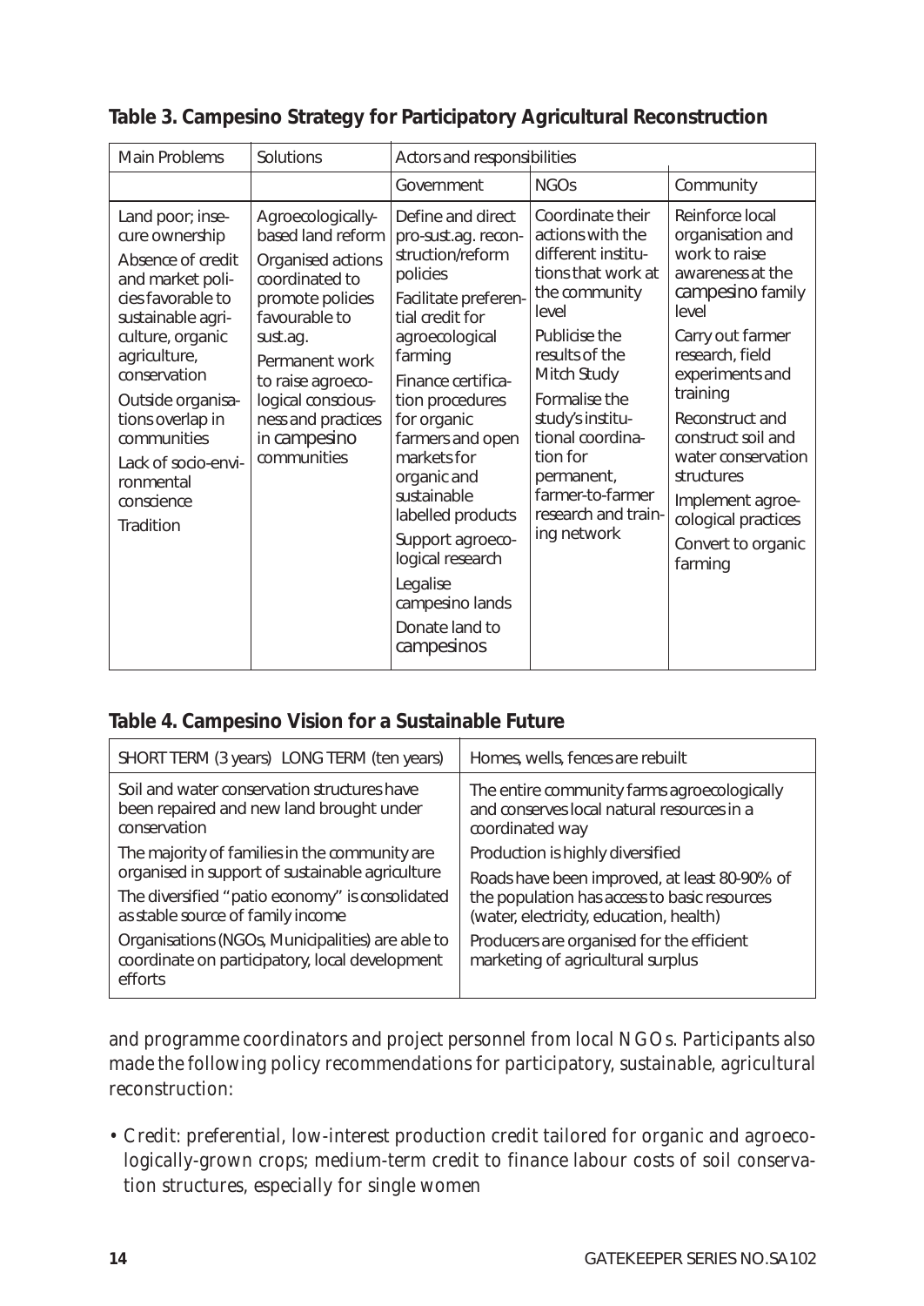**Table 3. Campesino Strategy for Participatory Agricultural Reconstruction**

| Main Problems | Solutions | Actors and responsibilities | | |
|---|---|---|---|---|
| | | Government | NGOs | Community |
| Land poor; insecure ownership<br>Absence of credit and market policies favorable to sustainable agriculture, organic agriculture, conservation<br>Outside organisations overlap in communities<br>Lack of socio-environmental conscience<br>Tradition | Agroecologically-based land reform<br>Organised actions coordinated to promote policies favourable to sust.ag.<br>Permanent work to raise agroecological consciousness and practices in *campesino* communities | Define and direct pro-sust.ag. reconstruction/reform policies<br>Facilitate preferential credit for agroecological farming<br>Finance certification procedures for organic farmers and open markets for organic and sustainable labelled products<br>Support agroecological research<br>Legalise campesino lands<br>Donate land to *campesinos* | Coordinate their actions with the different institutions that work at the community level<br>Publicise the results of the Mitch Study<br>Formalise the study's institutional coordination for permanent, farmer-to-farmer research and training network | Reinforce local organisation and work to raise awareness at the *campesino* family level<br>Carry out farmer research, field experiments and training<br>Reconstruct and construct soil and water conservation structures<br>Implement agroecological practices<br>Convert to organic farming |

**Table 4. Campesino Vision for a Sustainable Future**

| SHORT TERM (3 years) LONG TERM (ten years) | Homes, wells, fences are rebuilt |
|---|---|
| Soil and water conservation structures have been repaired and new land brought under conservation<br>The majority of families in the community are organised in support of sustainable agriculture<br>The diversified "patio economy" is consolidated as stable source of family income<br>Organisations (NGOs, Municipalities) are able to coordinate on participatory, local development efforts | The entire community farms agroecologically and conserves local natural resources in a coordinated way<br>Production is highly diversified<br>Roads have been improved, at least 80-90% of the population has access to basic resources (water, electricity, education, health)<br>Producers are organised for the efficient marketing of agricultural surplus |

and programme coordinators and project personnel from local NGOs. Participants also made the following policy recommendations for participatory, sustainable, agricultural reconstruction:

- Credit: preferential, low-interest production credit tailored for organic and agroecologically-grown crops; medium-term credit to finance labour costs of soil conservation structures, especially for single women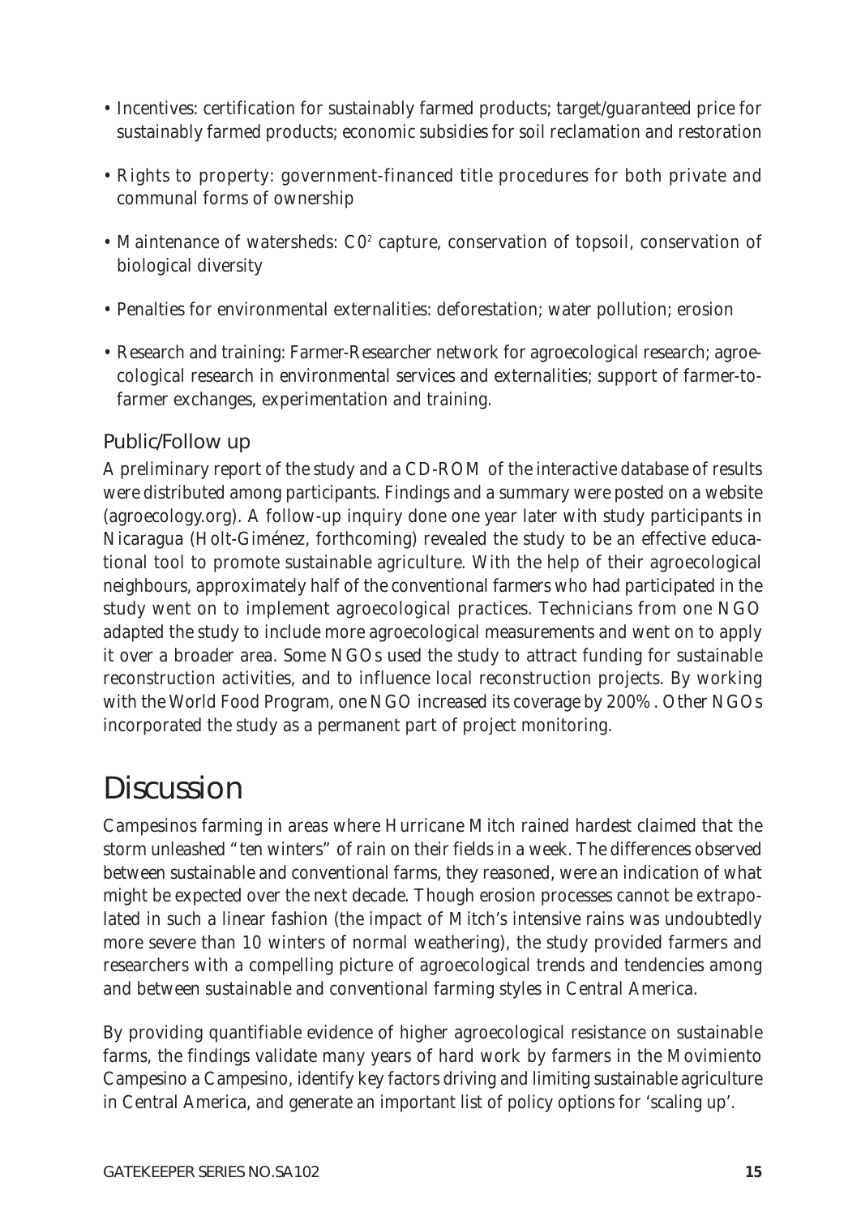- Incentives: certification for sustainably farmed products; target/guaranteed price for sustainably farmed products; economic subsidies for soil reclamation and restoration
- Rights to property: government-financed title procedures for both private and communal forms of ownership
- Maintenance of watersheds: $C0^2$ capture, conservation of topsoil, conservation of biological diversity
- Penalties for environmental externalities: deforestation; water pollution; erosion
- Research and training: Farmer-Researcher network for agroecological research; agroecological research in environmental services and externalities; support of farmer-to-farmer exchanges, experimentation and training.

### Public/Follow up

A preliminary report of the study and a CD-ROM of the interactive database of results were distributed among participants. Findings and a summary were posted on a website (agroecology.org). A follow-up inquiry done one year later with study participants in Nicaragua (Holt-Giménez, forthcoming) revealed the study to be an effective educational tool to promote sustainable agriculture. With the help of their agroecological neighbours, approximately half of the conventional farmers who had participated in the study went on to implement agroecological practices. Technicians from one NGO adapted the study to include more agroecological measurements and went on to apply it over a broader area. Some NGOs used the study to attract funding for sustainable reconstruction activities, and to influence local reconstruction projects. By working with the World Food Program, one NGO increased its coverage by 200%. Other NGOs incorporated the study as a permanent part of project monitoring.

# Discussion

Campesinos farming in areas where Hurricane Mitch rained hardest claimed that the storm unleashed "ten winters" of rain on their fields in a week. The differences observed between sustainable and conventional farms, they reasoned, were an indication of what might be expected over the next decade. Though erosion processes cannot be extrapolated in such a linear fashion (the impact of Mitch's intensive rains was undoubtedly more severe than 10 winters of normal weathering), the study provided farmers and researchers with a compelling picture of agroecological trends and tendencies among and between sustainable and conventional farming styles in Central America.

By providing quantifiable evidence of higher agroecological resistance on sustainable farms, the findings validate many years of hard work by farmers in the Movimiento Campesino a Campesino, identify key factors driving and limiting sustainable agriculture in Central America, and generate an important list of policy options for 'scaling up'.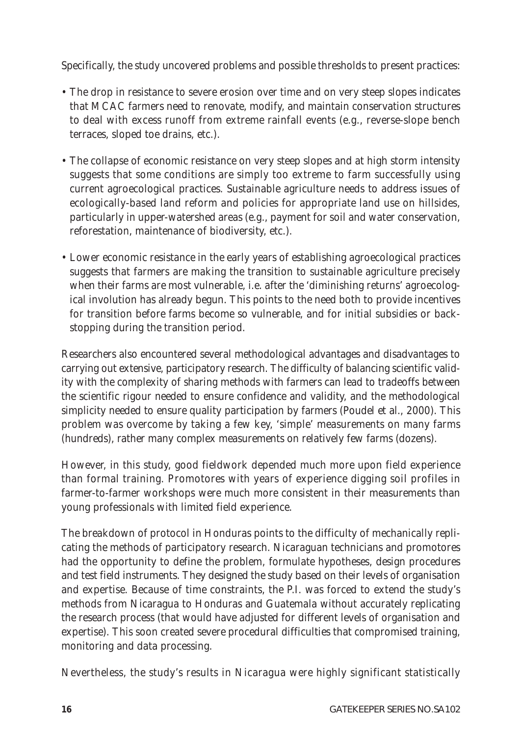Specifically, the study uncovered problems and possible thresholds to present practices:

- The drop in resistance to severe erosion over time and on very steep slopes indicates that MCAC farmers need to renovate, modify, and maintain conservation structures to deal with excess runoff from extreme rainfall events (e.g., reverse-slope bench terraces, sloped toe drains, etc.).
- The collapse of economic resistance on very steep slopes and at high storm intensity suggests that some conditions are simply too extreme to farm successfully using current agroecological practices. Sustainable agriculture needs to address issues of ecologically-based land reform and policies for appropriate land use on hillsides, particularly in upper-watershed areas (e.g., payment for soil and water conservation, reforestation, maintenance of biodiversity, etc.).
- Lower economic resistance in the early years of establishing agroecological practices suggests that farmers are making the transition to sustainable agriculture precisely when their farms are most vulnerable, i.e. after the 'diminishing returns' agroecological involution has already begun. This points to the need both to provide incentives for transition before farms become so vulnerable, and for initial subsidies or backstopping during the transition period.

Researchers also encountered several methodological advantages and disadvantages to carrying out extensive, participatory research. The difficulty of balancing scientific validity with the complexity of sharing methods with farmers can lead to tradeoffs between the scientific rigour needed to ensure confidence and validity, and the methodological simplicity needed to ensure quality participation by farmers (Poudel et al., 2000). This problem was overcome by taking a few key, 'simple' measurements on many farms (hundreds), rather many complex measurements on relatively few farms (dozens).

However, in this study, good fieldwork depended much more upon field experience than formal training. Promotores with years of experience digging soil profiles in farmer-to-farmer workshops were much more consistent in their measurements than young professionals with limited field experience.

The breakdown of protocol in Honduras points to the difficulty of mechanically replicating the methods of participatory research. Nicaraguan technicians and promotores had the opportunity to define the problem, formulate hypotheses, design procedures and test field instruments. They designed the study based on their levels of organisation and expertise. Because of time constraints, the P.I. was forced to extend the study's methods from Nicaragua to Honduras and Guatemala without accurately replicating the research process (that would have adjusted for different levels of organisation and expertise). This soon created severe procedural difficulties that compromised training, monitoring and data processing.

Nevertheless, the study's results in Nicaragua were highly significant statistically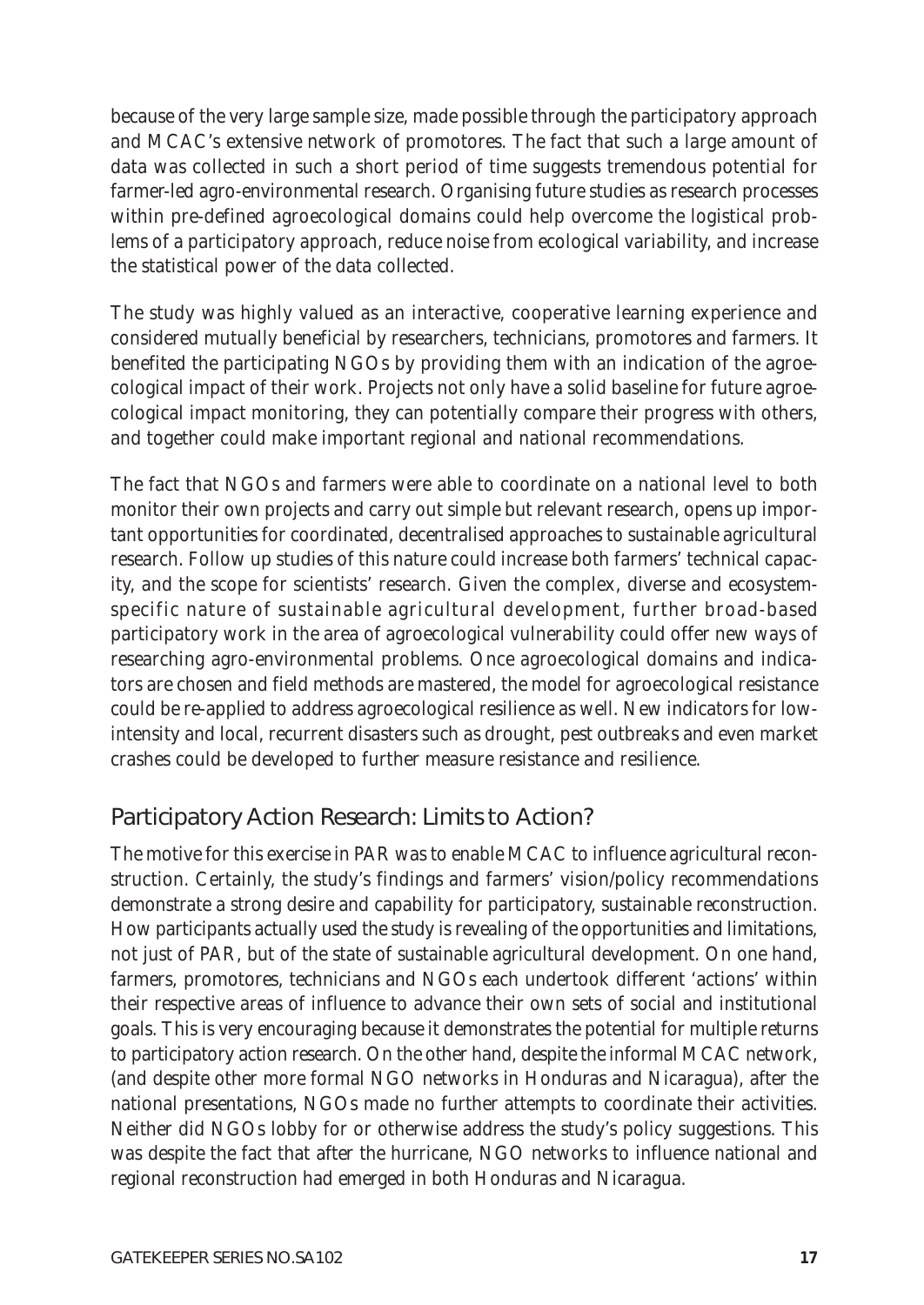because of the very large sample size, made possible through the participatory approach and MCAC's extensive network of promotores. The fact that such a large amount of data was collected in such a short period of time suggests tremendous potential for farmer-led agro-environmental research. Organising future studies as research processes within pre-defined agroecological domains could help overcome the logistical problems of a participatory approach, reduce noise from ecological variability, and increase the statistical power of the data collected.

The study was highly valued as an interactive, cooperative learning experience and considered mutually beneficial by researchers, technicians, promotores and farmers. It benefited the participating NGOs by providing them with an indication of the agroecological impact of their work. Projects not only have a solid baseline for future agroecological impact monitoring, they can potentially compare their progress with others, and together could make important regional and national recommendations.

The fact that NGOs and farmers were able to coordinate on a national level to both monitor their own projects and carry out simple but relevant research, opens up important opportunities for coordinated, decentralised approaches to sustainable agricultural research. Follow up studies of this nature could increase both farmers' technical capacity, and the scope for scientists' research. Given the complex, diverse and ecosystem-specific nature of sustainable agricultural development, further broad-based participatory work in the area of agroecological vulnerability could offer new ways of researching agro-environmental problems. Once agroecological domains and indicators are chosen and field methods are mastered, the model for agroecological resistance could be re-applied to address agroecological resilience as well. New indicators for low-intensity and local, recurrent disasters such as drought, pest outbreaks and even market crashes could be developed to further measure resistance and resilience.

## Participatory Action Research: Limits to Action?

The motive for this exercise in PAR was to enable MCAC to influence agricultural reconstruction. Certainly, the study's findings and farmers' vision/policy recommendations demonstrate a strong desire and capability for participatory, sustainable reconstruction. How participants actually used the study is revealing of the opportunities and limitations, not just of PAR, but of the state of sustainable agricultural development. On one hand, farmers, promotores, technicians and NGOs each undertook different 'actions' within their respective areas of influence to advance their own sets of social and institutional goals. This is very encouraging because it demonstrates the potential for multiple returns to participatory action research. On the other hand, despite the informal MCAC network, (and despite other more formal NGO networks in Honduras and Nicaragua), after the national presentations, NGOs made no further attempts to coordinate their activities. Neither did NGOs lobby for or otherwise address the study's policy suggestions. This was despite the fact that after the hurricane, NGO networks to influence national and regional reconstruction had emerged in both Honduras and Nicaragua.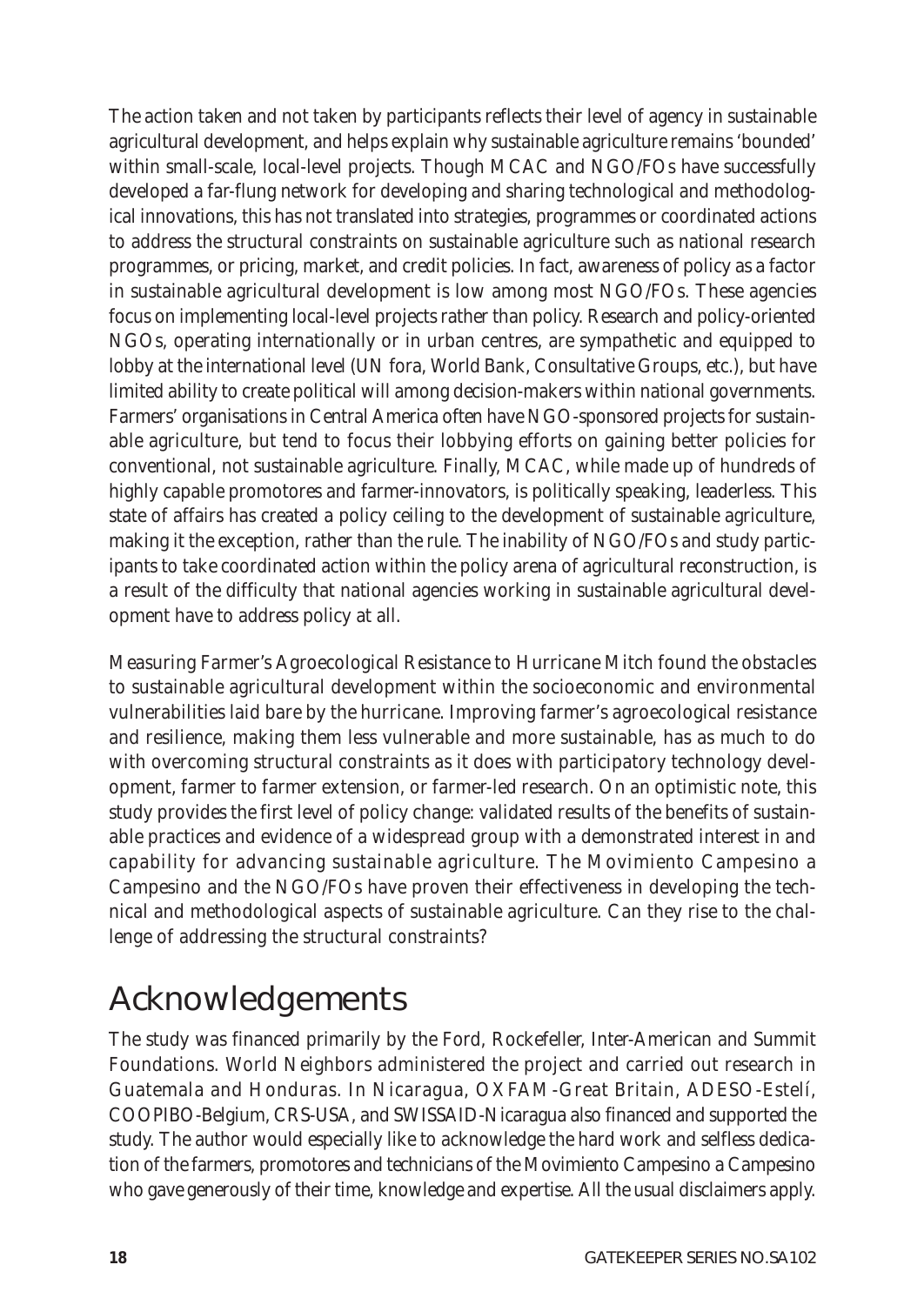The action taken and not taken by participants reflects their level of agency in sustainable agricultural development, and helps explain why sustainable agriculture remains 'bounded' within small-scale, local-level projects. Though MCAC and NGO/FOs have successfully developed a far-flung network for developing and sharing technological and methodological innovations, this has not translated into strategies, programmes or coordinated actions to address the structural constraints on sustainable agriculture such as national research programmes, or pricing, market, and credit policies. In fact, awareness of policy as a factor in sustainable agricultural development is low among most NGO/FOs. These agencies focus on implementing local-level projects rather than policy. Research and policy-oriented NGOs, operating internationally or in urban centres, are sympathetic and equipped to lobby at the international level (UN fora, World Bank, Consultative Groups, etc.), but have limited ability to create political will among decision-makers within national governments. Farmers' organisations in Central America often have NGO-sponsored projects for sustainable agriculture, but tend to focus their lobbying efforts on gaining better policies for conventional, not sustainable agriculture. Finally, MCAC, while made up of hundreds of highly capable promotores and farmer-innovators, is politically speaking, leaderless. This state of affairs has created a policy ceiling to the development of sustainable agriculture, making it the exception, rather than the rule. The inability of NGO/FOs and study participants to take coordinated action within the policy arena of agricultural reconstruction, is a result of the difficulty that national agencies working in sustainable agricultural development have to address policy at all.

Measuring Farmer's Agroecological Resistance to Hurricane Mitch found the obstacles to sustainable agricultural development within the socioeconomic and environmental vulnerabilities laid bare by the hurricane. Improving farmer's agroecological resistance and resilience, making them less vulnerable and more sustainable, has as much to do with overcoming structural constraints as it does with participatory technology development, farmer to farmer extension, or farmer-led research. On an optimistic note, this study provides the first level of policy change: validated results of the benefits of sustainable practices and evidence of a widespread group with a demonstrated interest in and capability for advancing sustainable agriculture. The Movimiento Campesino a Campesino and the NGO/FOs have proven their effectiveness in developing the technical and methodological aspects of sustainable agriculture. Can they rise to the challenge of addressing the structural constraints?

# Acknowledgements

The study was financed primarily by the Ford, Rockefeller, Inter-American and Summit Foundations. World Neighbors administered the project and carried out research in Guatemala and Honduras. In Nicaragua, OXFAM-Great Britain, ADESO-Estelí, COOPIBO-Belgium, CRS-USA, and SWISSAID-Nicaragua also financed and supported the study. The author would especially like to acknowledge the hard work and selfless dedication of the farmers, promotores and technicians of the Movimiento Campesino a Campesino who gave generously of their time, knowledge and expertise. All the usual disclaimers apply.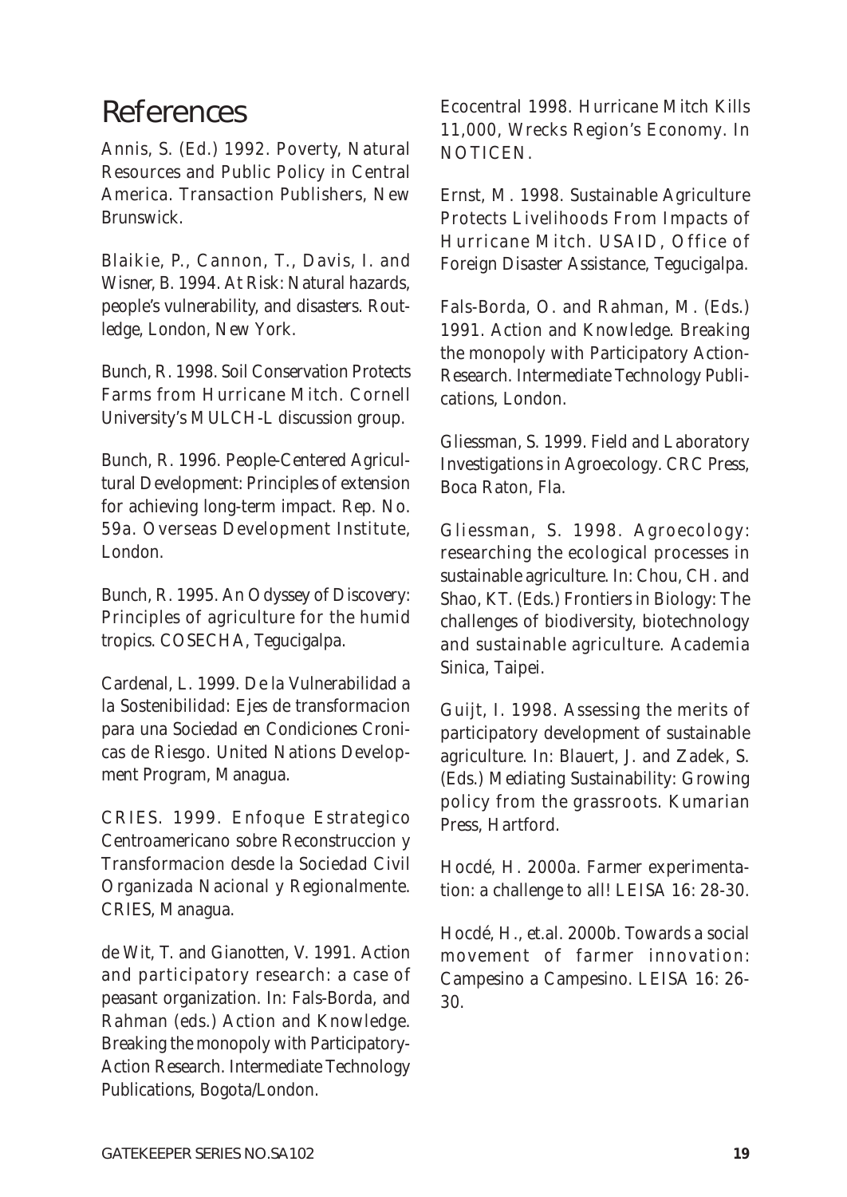# References

Annis, S. (Ed.) 1992. Poverty, Natural Resources and Public Policy in Central America. Transaction Publishers, New Brunswick.

Blaikie, P., Cannon, T., Davis, I. and Wisner, B. 1994. At Risk: Natural hazards, people's vulnerability, and disasters. Routledge, London, New York.

Bunch, R. 1998. Soil Conservation Protects Farms from Hurricane Mitch. Cornell University's MULCH-L discussion group.

Bunch, R. 1996. People-Centered Agricultural Development: Principles of extension for achieving long-term impact. Rep. No. 59a. Overseas Development Institute, London.

Bunch, R. 1995. An Odyssey of Discovery: Principles of agriculture for the humid tropics. COSECHA, Tegucigalpa.

Cardenal, L. 1999. De la Vulnerabilidad a la Sostenibilidad: Ejes de transformacion para una Sociedad en Condiciones Cronicas de Riesgo. United Nations Development Program, Managua.

CRIES. 1999. Enfoque Estrategico Centroamericano sobre Reconstruccion y Transformacion desde la Sociedad Civil Organizada Nacional y Regionalmente. CRIES, Managua.

de Wit, T. and Gianotten, V. 1991. Action and participatory research: a case of peasant organization. In: Fals-Borda, and Rahman (eds.) Action and Knowledge. Breaking the monopoly with Participatory-Action Research. Intermediate Technology Publications, Bogota/London.

Ecocentral 1998. Hurricane Mitch Kills 11,000, Wrecks Region's Economy. In NOTICEN.

Ernst, M. 1998. Sustainable Agriculture Protects Livelihoods From Impacts of Hurricane Mitch. USAID, Office of Foreign Disaster Assistance, Tegucigalpa.

Fals-Borda, O. and Rahman, M. (Eds.) 1991. Action and Knowledge. Breaking the monopoly with Participatory Action-Research. Intermediate Technology Publications, London.

Gliessman, S. 1999. Field and Laboratory Investigations in Agroecology. CRC Press, Boca Raton, Fla.

Gliessman, S. 1998. Agroecology: researching the ecological processes in sustainable agriculture. In: Chou, CH. and Shao, KT. (Eds.) Frontiers in Biology: The challenges of biodiversity, biotechnology and sustainable agriculture. Academia Sinica, Taipei.

Guijt, I. 1998. Assessing the merits of participatory development of sustainable agriculture. In: Blauert, J. and Zadek, S. (Eds.) Mediating Sustainability: Growing policy from the grassroots. Kumarian Press, Hartford.

Hocdé, H. 2000a. Farmer experimentation: a challenge to all! LEISA 16: 28-30.

Hocdé, H., et.al. 2000b. Towards a social movement of farmer innovation: Campesino a Campesino. LEISA 16: 26-30.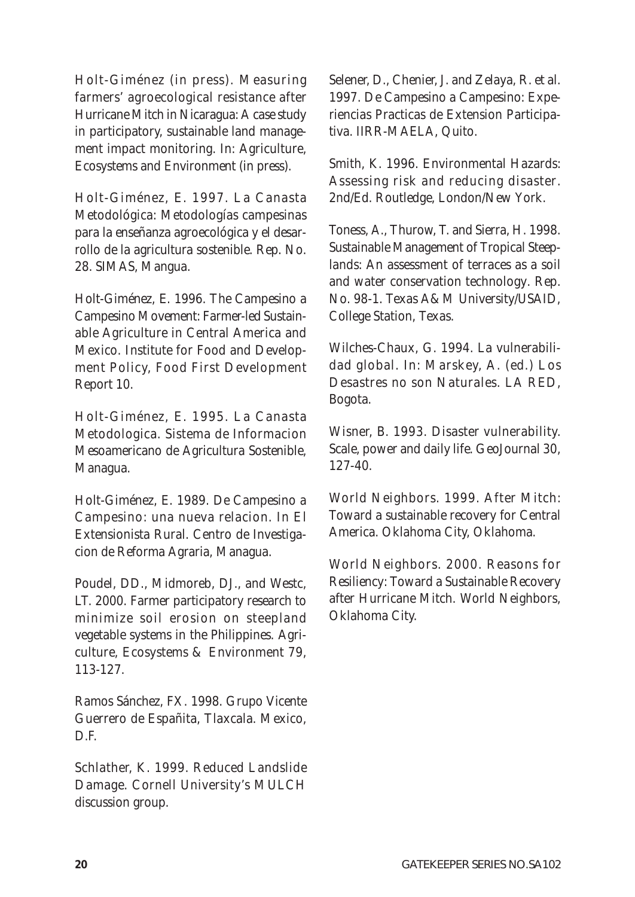Holt-Giménez (in press). Measuring farmers' agroecological resistance after Hurricane Mitch in Nicaragua: A case study in participatory, sustainable land management impact monitoring. In: Agriculture, Ecosystems and Environment (in press).

Holt-Giménez, E. 1997. La Canasta Metodológica: Metodologías campesinas para la enseñanza agroecológica y el desarrollo de la agricultura sostenible. Rep. No. 28. SIMAS, Mangua.

Holt-Giménez, E. 1996. The Campesino a Campesino Movement: Farmer-led Sustainable Agriculture in Central America and Mexico. Institute for Food and Development Policy, Food First Development Report 10.

Holt-Giménez, E. 1995. La Canasta Metodologica. Sistema de Informacion Mesoamericano de Agricultura Sostenible, Managua.

Holt-Giménez, E. 1989. De Campesino a Campesino: una nueva relacion. In El Extensionista Rural. Centro de Investigacion de Reforma Agraria, Managua.

Poudel, DD., Midmoreb, DJ., and Westc, LT. 2000. Farmer participatory research to minimize soil erosion on steepland vegetable systems in the Philippines. Agriculture, Ecosystems & Environment 79, 113-127.

Ramos Sánchez, FX. 1998. Grupo Vicente Guerrero de Españita, Tlaxcala. Mexico, D.F.

Schlather, K. 1999. Reduced Landslide Damage. Cornell University's MULCH discussion group.

Selener, D., Chenier, J. and Zelaya, R. et al. 1997. De Campesino a Campesino: Experiencias Practicas de Extension Participativa. IIRR-MAELA, Quito.

Smith, K. 1996. Environmental Hazards: Assessing risk and reducing disaster. 2nd/Ed. Routledge, London/New York.

Toness, A., Thurow, T. and Sierra, H. 1998. Sustainable Management of Tropical Steeplands: An assessment of terraces as a soil and water conservation technology. Rep. No. 98-1. Texas A&M University/USAID, College Station, Texas.

Wilches-Chaux, G. 1994. La vulnerabilidad global. In: Marskey, A. (ed.) Los Desastres no son Naturales. LA RED, Bogota.

Wisner, B. 1993. Disaster vulnerability. Scale, power and daily life. GeoJournal 30, 127-40.

World Neighbors. 1999. After Mitch: Toward a sustainable recovery for Central America. Oklahoma City, Oklahoma.

World Neighbors. 2000. Reasons for Resiliency: Toward a Sustainable Recovery after Hurricane Mitch. World Neighbors, Oklahoma City.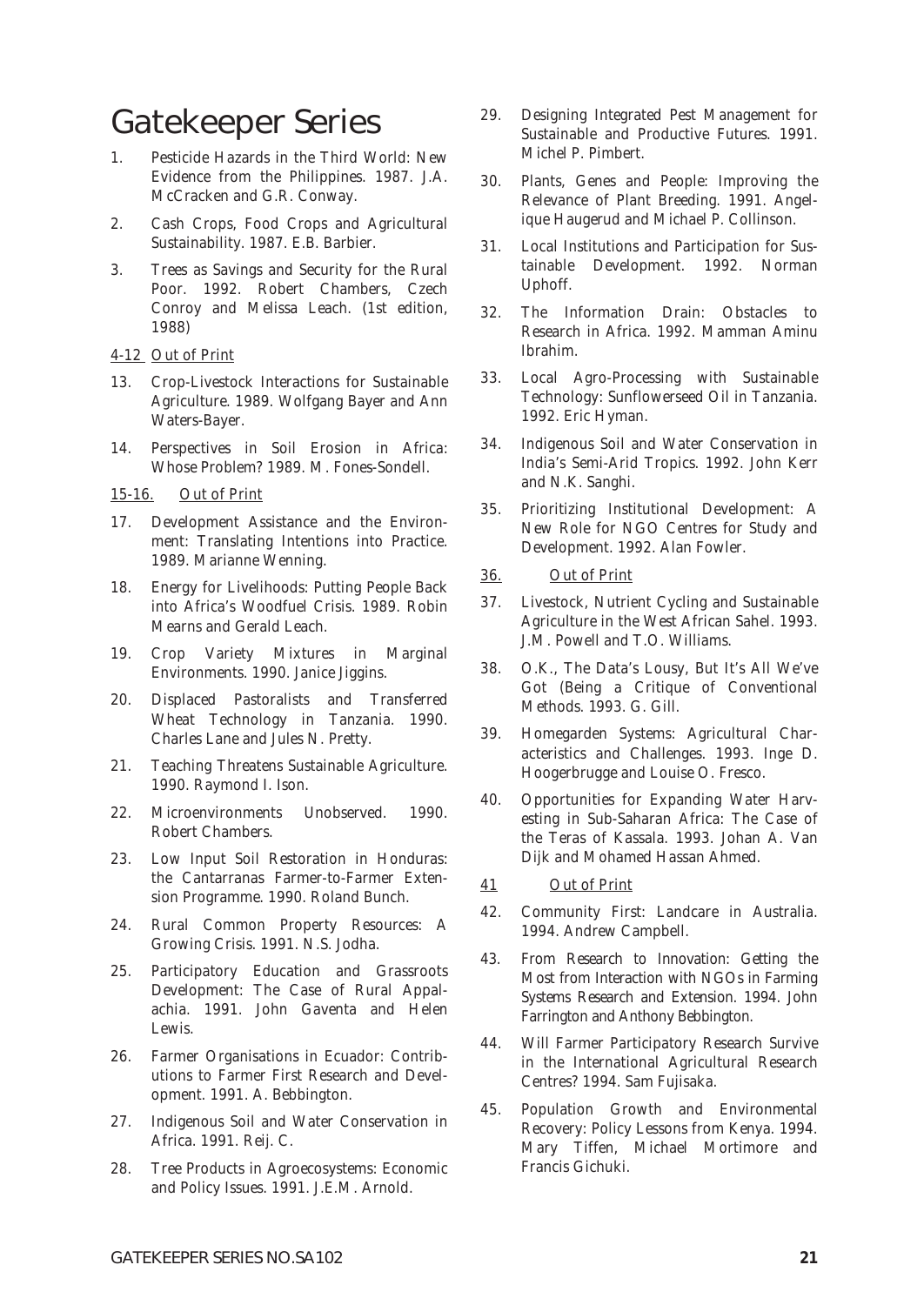# Gatekeeper Series

1. Pesticide Hazards in the Third World: New Evidence from the Philippines. 1987. J.A. McCracken and G.R. Conway.
2. Cash Crops, Food Crops and Agricultural Sustainability. 1987. E.B. Barbier.
3. Trees as Savings and Security for the Rural Poor. 1992. Robert Chambers, Czech Conroy and Melissa Leach. (1st edition, 1988)

4-12 Out of Print

13. Crop-Livestock Interactions for Sustainable Agriculture. 1989. Wolfgang Bayer and Ann Waters-Bayer.
14. Perspectives in Soil Erosion in Africa: Whose Problem? 1989. M. Fones-Sondell.

15-16. Out of Print

17. Development Assistance and the Environment: Translating Intentions into Practice. 1989. Marianne Wenning.
18. Energy for Livelihoods: Putting People Back into Africa's Woodfuel Crisis. 1989. Robin Mearns and Gerald Leach.
19. Crop Variety Mixtures in Marginal Environments. 1990. Janice Jiggins.
20. Displaced Pastoralists and Transferred Wheat Technology in Tanzania. 1990. Charles Lane and Jules N. Pretty.
21. Teaching Threatens Sustainable Agriculture. 1990. Raymond I. Ison.
22. Microenvironments Unobserved. 1990. Robert Chambers.
23. Low Input Soil Restoration in Honduras: the Cantarranas Farmer-to-Farmer Extension Programme. 1990. Roland Bunch.
24. Rural Common Property Resources: A Growing Crisis. 1991. N.S. Jodha.
25. Participatory Education and Grassroots Development: The Case of Rural Appalachia. 1991. John Gaventa and Helen Lewis.
26. Farmer Organisations in Ecuador: Contributions to Farmer First Research and Development. 1991. A. Bebbington.
27. Indigenous Soil and Water Conservation in Africa. 1991. Reij. C.
28. Tree Products in Agroecosystems: Economic and Policy Issues. 1991. J.E.M. Arnold.
29. Designing Integrated Pest Management for Sustainable and Productive Futures. 1991. Michel P. Pimbert.
30. Plants, Genes and People: Improving the Relevance of Plant Breeding. 1991. Angelique Haugerud and Michael P. Collinson.
31. Local Institutions and Participation for Sustainable Development. 1992. Norman Uphoff.
32. The Information Drain: Obstacles to Research in Africa. 1992. Mamman Aminu Ibrahim.
33. Local Agro-Processing with Sustainable Technology: Sunflowerseed Oil in Tanzania. 1992. Eric Hyman.
34. Indigenous Soil and Water Conservation in India's Semi-Arid Tropics. 1992. John Kerr and N.K. Sanghi.
35. Prioritizing Institutional Development: A New Role for NGO Centres for Study and Development. 1992. Alan Fowler.

36. Out of Print

37. Livestock, Nutrient Cycling and Sustainable Agriculture in the West African Sahel. 1993. J.M. Powell and T.O. Williams.
38. O.K., The Data's Lousy, But It's All We've Got (Being a Critique of Conventional Methods. 1993. G. Gill.
39. Homegarden Systems: Agricultural Characteristics and Challenges. 1993. Inge D. Hoogerbrugge and Louise O. Fresco.
40. Opportunities for Expanding Water Harvesting in Sub-Saharan Africa: The Case of the Teras of Kassala. 1993. Johan A. Van Dijk and Mohamed Hassan Ahmed.

41 Out of Print

42. Community First: Landcare in Australia. 1994. Andrew Campbell.
43. From Research to Innovation: Getting the Most from Interaction with NGOs in Farming Systems Research and Extension. 1994. John Farrington and Anthony Bebbington.
44. Will Farmer Participatory Research Survive in the International Agricultural Research Centres? 1994. Sam Fujisaka.
45. Population Growth and Environmental Recovery: Policy Lessons from Kenya. 1994. Mary Tiffen, Michael Mortimore and Francis Gichuki.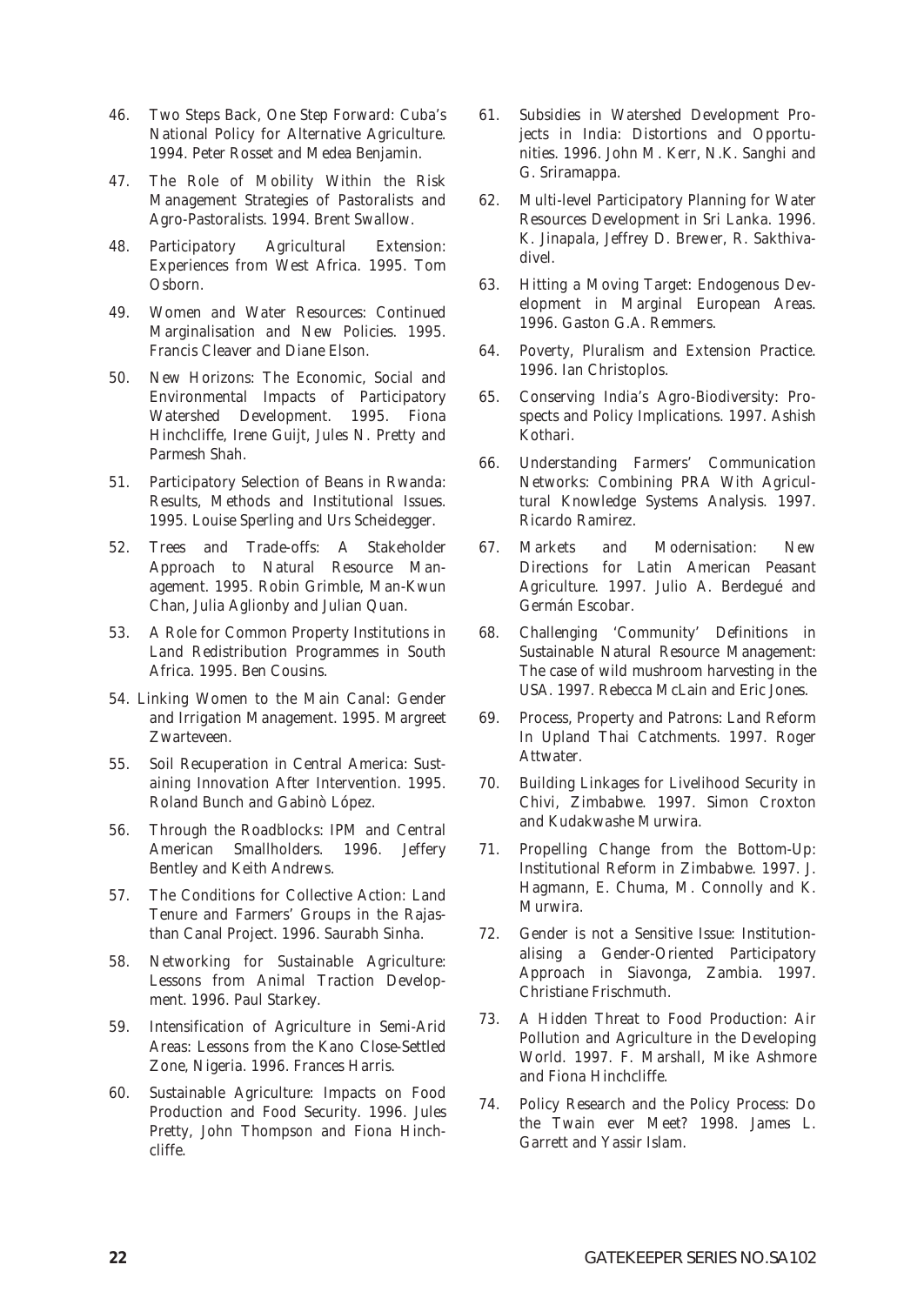46. Two Steps Back, One Step Forward: Cuba's National Policy for Alternative Agriculture. 1994. Peter Rosset and Medea Benjamin.

47. The Role of Mobility Within the Risk Management Strategies of Pastoralists and Agro-Pastoralists. 1994. Brent Swallow.

48. Participatory Agricultural Extension: Experiences from West Africa. 1995. Tom Osborn.

49. Women and Water Resources: Continued Marginalisation and New Policies. 1995. Francis Cleaver and Diane Elson.

50. New Horizons: The Economic, Social and Environmental Impacts of Participatory Watershed Development. 1995. Fiona Hinchcliffe, Irene Guijt, Jules N. Pretty and Parmesh Shah.

51. Participatory Selection of Beans in Rwanda: Results, Methods and Institutional Issues. 1995. Louise Sperling and Urs Scheidegger.

52. Trees and Trade-offs: A Stakeholder Approach to Natural Resource Management. 1995. Robin Grimble, Man-Kwun Chan, Julia Aglionby and Julian Quan.

53. A Role for Common Property Institutions in Land Redistribution Programmes in South Africa. 1995. Ben Cousins.

54. Linking Women to the Main Canal: Gender and Irrigation Management. 1995. Margreet Zwarteveen.

55. Soil Recuperation in Central America: Sustaining Innovation After Intervention. 1995. Roland Bunch and Gabinò López.

56. Through the Roadblocks: IPM and Central American Smallholders. 1996. Jeffery Bentley and Keith Andrews.

57. The Conditions for Collective Action: Land Tenure and Farmers' Groups in the Rajasthan Canal Project. 1996. Saurabh Sinha.

58. Networking for Sustainable Agriculture: Lessons from Animal Traction Development. 1996. Paul Starkey.

59. Intensification of Agriculture in Semi-Arid Areas: Lessons from the Kano Close-Settled Zone, Nigeria. 1996. Frances Harris.

60. Sustainable Agriculture: Impacts on Food Production and Food Security. 1996. Jules Pretty, John Thompson and Fiona Hinchcliffe.

61. Subsidies in Watershed Development Projects in India: Distortions and Opportunities. 1996. John M. Kerr, N.K. Sanghi and G. Sriramappa.

62. Multi-level Participatory Planning for Water Resources Development in Sri Lanka. 1996. K. Jinapala, Jeffrey D. Brewer, R. Sakthivadivel.

63. Hitting a Moving Target: Endogenous Development in Marginal European Areas. 1996. Gaston G.A. Remmers.

64. Poverty, Pluralism and Extension Practice. 1996. Ian Christoplos.

65. Conserving India's Agro-Biodiversity: Prospects and Policy Implications. 1997. Ashish Kothari.

66. Understanding Farmers' Communication Networks: Combining PRA With Agricultural Knowledge Systems Analysis. 1997. Ricardo Ramirez.

67. Markets and Modernisation: New Directions for Latin American Peasant Agriculture. 1997. Julio A. Berdegué and Germán Escobar.

68. Challenging 'Community' Definitions in Sustainable Natural Resource Management: The case of wild mushroom harvesting in the USA. 1997. Rebecca McLain and Eric Jones.

69. Process, Property and Patrons: Land Reform In Upland Thai Catchments. 1997. Roger Attwater.

70. Building Linkages for Livelihood Security in Chivi, Zimbabwe. 1997. Simon Croxton and Kudakwashe Murwira.

71. Propelling Change from the Bottom-Up: Institutional Reform in Zimbabwe. 1997. J. Hagmann, E. Chuma, M. Connolly and K. Murwira.

72. Gender is not a Sensitive Issue: Institutionalising a Gender-Oriented Participatory Approach in Siavonga, Zambia. 1997. Christiane Frischmuth.

73. A Hidden Threat to Food Production: Air Pollution and Agriculture in the Developing World. 1997. F. Marshall, Mike Ashmore and Fiona Hinchcliffe.

74. Policy Research and the Policy Process: Do the Twain ever Meet? 1998. James L. Garrett and Yassir Islam.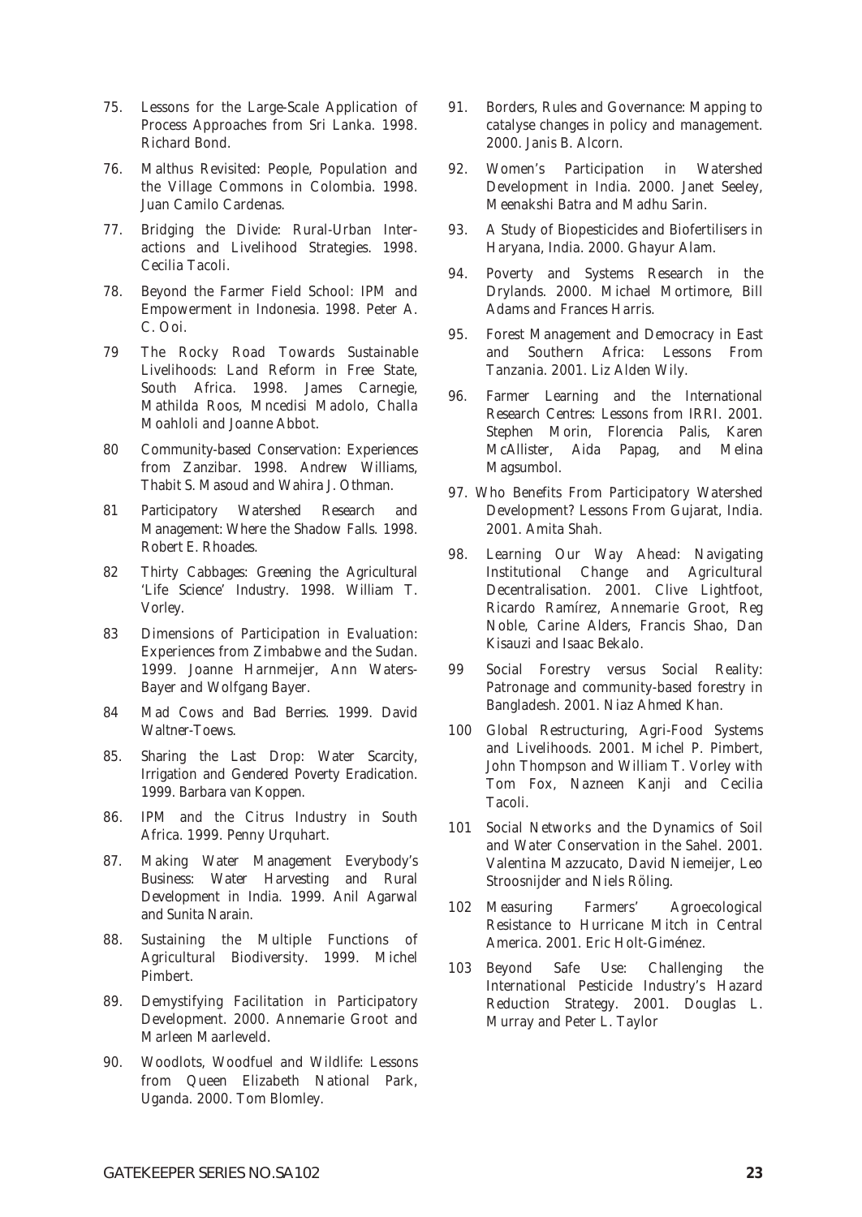75. Lessons for the Large-Scale Application of Process Approaches from Sri Lanka. 1998. Richard Bond.

76. Malthus Revisited: People, Population and the Village Commons in Colombia. 1998. Juan Camilo Cardenas.

77. Bridging the Divide: Rural-Urban Interactions and Livelihood Strategies. 1998. Cecilia Tacoli.

78. Beyond the Farmer Field School: IPM and Empowerment in Indonesia. 1998. Peter A. C. Ooi.

79 The Rocky Road Towards Sustainable Livelihoods: Land Reform in Free State, South Africa. 1998. James Carnegie, Mathilda Roos, Mncedisi Madolo, Challa Moahloli and Joanne Abbot.

80 Community-based Conservation: Experiences from Zanzibar. 1998. Andrew Williams, Thabit S. Masoud and Wahira J. Othman.

81 Participatory Watershed Research and Management: Where the Shadow Falls. 1998. Robert E. Rhoades.

82 Thirty Cabbages: Greening the Agricultural 'Life Science' Industry. 1998. William T. Vorley.

83 Dimensions of Participation in Evaluation: Experiences from Zimbabwe and the Sudan. 1999. Joanne Harnmeijer, Ann Waters-Bayer and Wolfgang Bayer.

84 Mad Cows and Bad Berries. 1999. David Waltner-Toews.

85. Sharing the Last Drop: Water Scarcity, Irrigation and Gendered Poverty Eradication. 1999. Barbara van Koppen.

86. IPM and the Citrus Industry in South Africa. 1999. Penny Urquhart.

87. Making Water Management Everybody's Business: Water Harvesting and Rural Development in India. 1999. Anil Agarwal and Sunita Narain.

88. Sustaining the Multiple Functions of Agricultural Biodiversity. 1999. Michel Pimbert.

89. Demystifying Facilitation in Participatory Development. 2000. Annemarie Groot and Marleen Maarleveld.

90. Woodlots, Woodfuel and Wildlife: Lessons from Queen Elizabeth National Park, Uganda. 2000. Tom Blomley.

91. Borders, Rules and Governance: Mapping to catalyse changes in policy and management. 2000. Janis B. Alcorn.

92. Women's Participation in Watershed Development in India. 2000. Janet Seeley, Meenakshi Batra and Madhu Sarin.

93. A Study of Biopesticides and Biofertilisers in Haryana, India. 2000. Ghayur Alam.

94. Poverty and Systems Research in the Drylands. 2000. Michael Mortimore, Bill Adams and Frances Harris.

95. Forest Management and Democracy in East and Southern Africa: Lessons From Tanzania. 2001. Liz Alden Wily.

96. Farmer Learning and the International Research Centres: Lessons from IRRI. 2001. Stephen Morin, Florencia Palis, Karen McAllister, Aida Papag, and Melina Magsumbol.

97. Who Benefits From Participatory Watershed Development? Lessons From Gujarat, India. 2001. Amita Shah.

98. Learning Our Way Ahead: Navigating Institutional Change and Agricultural Decentralisation. 2001. Clive Lightfoot, Ricardo Ramírez, Annemarie Groot, Reg Noble, Carine Alders, Francis Shao, Dan Kisauzi and Isaac Bekalo.

99 Social Forestry versus Social Reality: Patronage and community-based forestry in Bangladesh. 2001. Niaz Ahmed Khan.

100 Global Restructuring, Agri-Food Systems and Livelihoods. 2001. Michel P. Pimbert, John Thompson and William T. Vorley with Tom Fox, Nazneen Kanji and Cecilia Tacoli.

101 Social Networks and the Dynamics of Soil and Water Conservation in the Sahel. 2001. Valentina Mazzucato, David Niemeijer, Leo Stroosnijder and Niels Röling.

102 Measuring Farmers' Agroecological Resistance to Hurricane Mitch in Central America. 2001. Eric Holt-Giménez.

103 Beyond Safe Use: Challenging the International Pesticide Industry's Hazard Reduction Strategy. 2001. Douglas L. Murray and Peter L. Taylor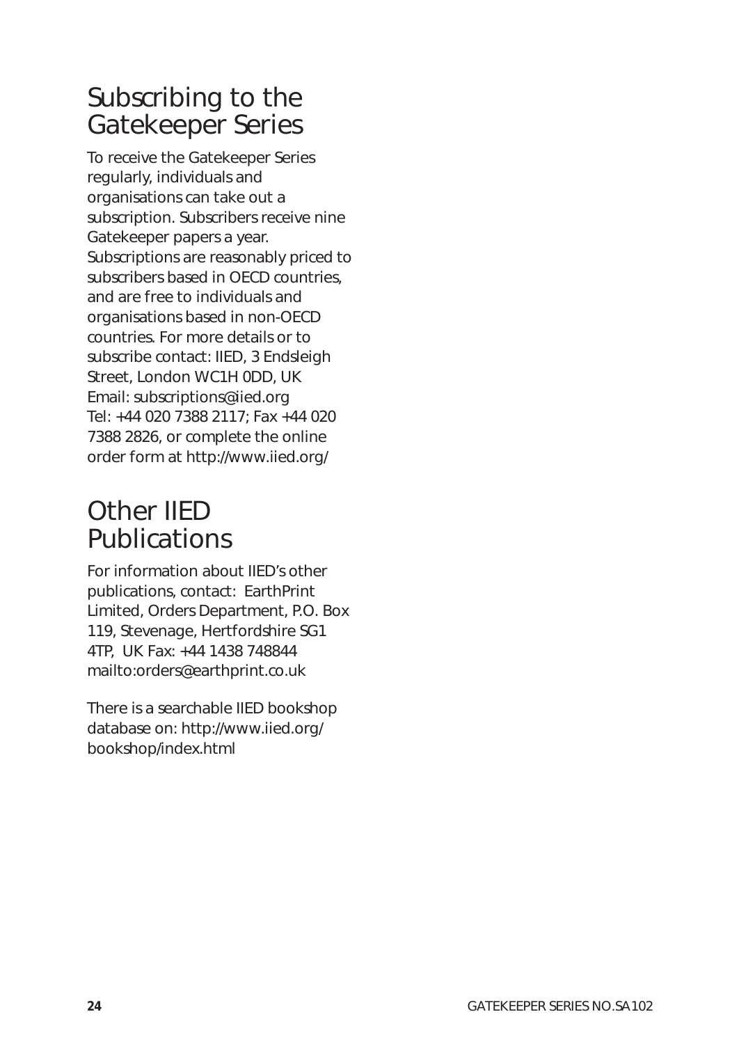## Subscribing to the Gatekeeper Series

To receive the Gatekeeper Series regularly, individuals and organisations can take out a subscription. Subscribers receive nine Gatekeeper papers a year. Subscriptions are reasonably priced to subscribers based in OECD countries, and are free to individuals and organisations based in non-OECD countries. For more details or to subscribe contact: IIED, 3 Endsleigh Street, London WC1H 0DD, UK Email: subscriptions@iied.org Tel: +44 020 7388 2117; Fax +44 020 7388 2826, or complete the online order form at http://www.iied.org/

## Other IIED Publications

For information about IIED's other publications, contact: EarthPrint Limited, Orders Department, P.O. Box 119, Stevenage, Hertfordshire SG1 4TP, UK Fax: +44 1438 748844 mailto:orders@earthprint.co.uk

There is a searchable IIED bookshop database on: http://www.iied.org/bookshop/index.html